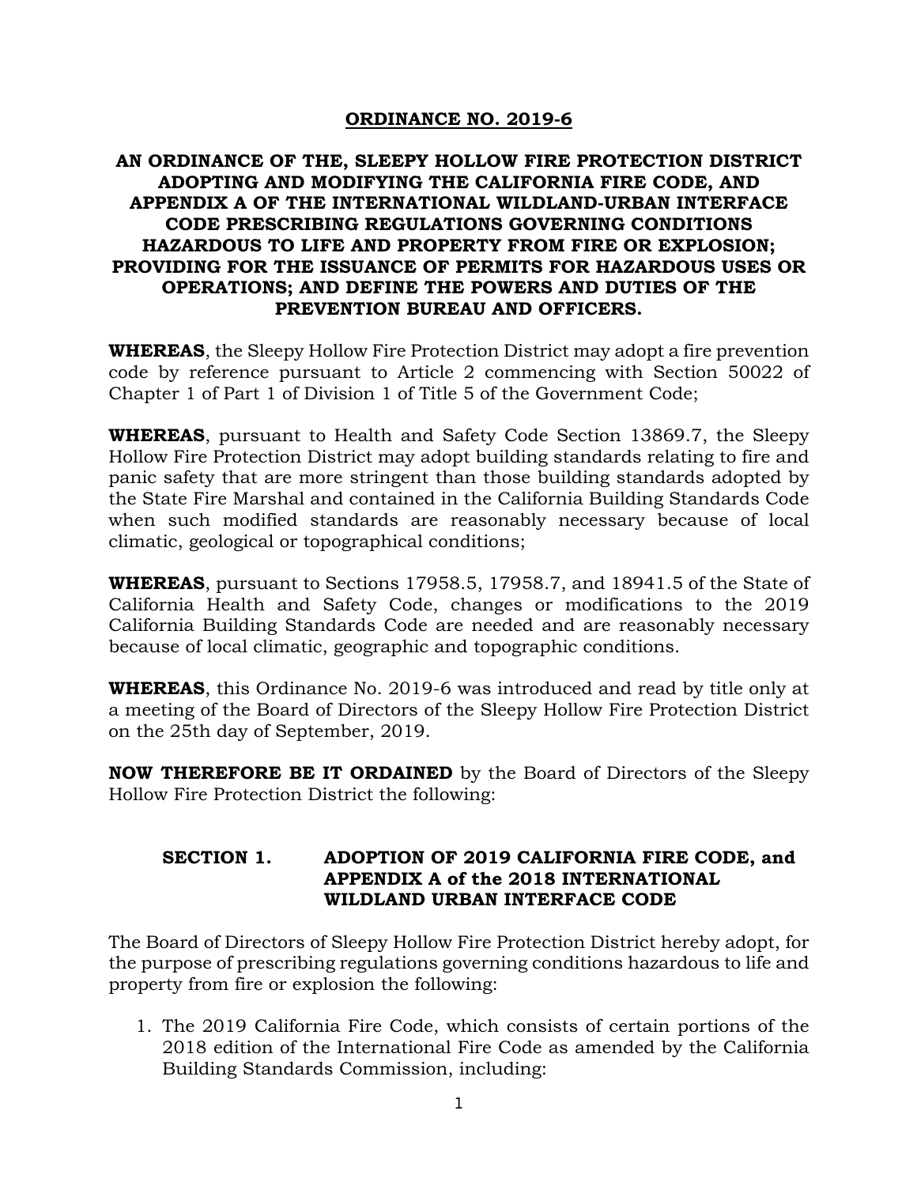# ORDINANCE NO. 2019-6

## AN ORDINANCE OF THE, SLEEPY HOLLOW FIRE PROTECTION DISTRICT ADOPTING AND MODIFYING THE CALIFORNIA FIRE CODE, AND APPENDIX A OF THE INTERNATIONAL WILDLAND-URBAN INTERFACE CODE PRESCRIBING REGULATIONS GOVERNING CONDITIONS HAZARDOUS TO LIFE AND PROPERTY FROM FIRE OR EXPLOSION; PROVIDING FOR THE ISSUANCE OF PERMITS FOR HAZARDOUS USES OR OPERATIONS; AND DEFINE THE POWERS AND DUTIES OF THE PREVENTION BUREAU AND OFFICERS.

**WHEREAS**, the Sleepy Hollow Fire Protection District may adopt a fire prevention code by reference pursuant to Article 2 commencing with Section 50022 of Chapter 1 of Part 1 of Division 1 of Title 5 of the Government Code;

**WHEREAS**, pursuant to Health and Safety Code Section 13869.7, the Sleepy Hollow Fire Protection District may adopt building standards relating to fire and panic safety that are more stringent than those building standards adopted by the State Fire Marshal and contained in the California Building Standards Code when such modified standards are reasonably necessary because of local climatic, geological or topographical conditions;

**WHEREAS**, pursuant to Sections 17958.5, 17958.7, and 18941.5 of the State of California Health and Safety Code, changes or modifications to the 2019 California Building Standards Code are needed and are reasonably necessary because of local climatic, geographic and topographic conditions.

**WHEREAS**, this Ordinance No. 2019-6 was introduced and read by title only at a meeting of the Board of Directors of the Sleepy Hollow Fire Protection District on the 25th day of September, 2019.

**NOW THEREFORE BE IT ORDAINED** by the Board of Directors of the Sleepy Hollow Fire Protection District the following:

### SECTION 1. ADOPTION OF 2019 CALIFORNIA FIRE CODE, and APPENDIX A of the 2018 INTERNATIONAL WILDLAND URBAN INTERFACE CODE

The Board of Directors of Sleepy Hollow Fire Protection District hereby adopt, for the purpose of prescribing regulations governing conditions hazardous to life and property from fire or explosion the following:

1. The 2019 California Fire Code, which consists of certain portions of the 2018 edition of the International Fire Code as amended by the California Building Standards Commission, including: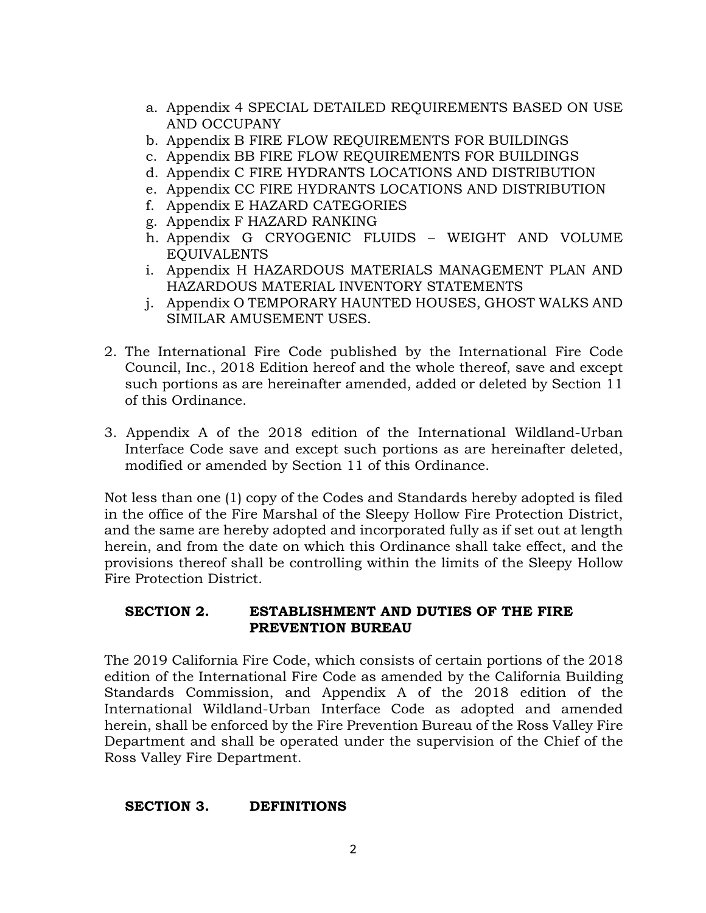a. Appendix 4 SPECIAL DETAILED REQUIREMENTS BASED ON USE AND OCCUPANY
   b. Appendix B FIRE FLOW REQUIREMENTS FOR BUILDINGS
   c. Appendix BB FIRE FLOW REQUIREMENTS FOR BUILDINGS
   d. Appendix C FIRE HYDRANTS LOCATIONS AND DISTRIBUTION
   e. Appendix CC FIRE HYDRANTS LOCATIONS AND DISTRIBUTION
   f. Appendix E HAZARD CATEGORIES
   g. Appendix F HAZARD RANKING
   h. Appendix G CRYOGENIC FLUIDS – WEIGHT AND VOLUME EQUIVALENTS
   i. Appendix H HAZARDOUS MATERIALS MANAGEMENT PLAN AND HAZARDOUS MATERIAL INVENTORY STATEMENTS
   j. Appendix O TEMPORARY HAUNTED HOUSES, GHOST WALKS AND SIMILAR AMUSEMENT USES.

2. The International Fire Code published by the International Fire Code Council, Inc., 2018 Edition hereof and the whole thereof, save and except such portions as are hereinafter amended, added or deleted by Section 11 of this Ordinance.

3. Appendix A of the 2018 edition of the International Wildland-Urban Interface Code save and except such portions as are hereinafter deleted, modified or amended by Section 11 of this Ordinance.

Not less than one (1) copy of the Codes and Standards hereby adopted is filed in the office of the Fire Marshal of the Sleepy Hollow Fire Protection District, and the same are hereby adopted and incorporated fully as if set out at length herein, and from the date on which this Ordinance shall take effect, and the provisions thereof shall be controlling within the limits of the Sleepy Hollow Fire Protection District.

## SECTION 2. ESTABLISHMENT AND DUTIES OF THE FIRE PREVENTION BUREAU

The 2019 California Fire Code, which consists of certain portions of the 2018 edition of the International Fire Code as amended by the California Building Standards Commission, and Appendix A of the 2018 edition of the International Wildland-Urban Interface Code as adopted and amended herein, shall be enforced by the Fire Prevention Bureau of the Ross Valley Fire Department and shall be operated under the supervision of the Chief of the Ross Valley Fire Department.

## SECTION 3. DEFINITIONS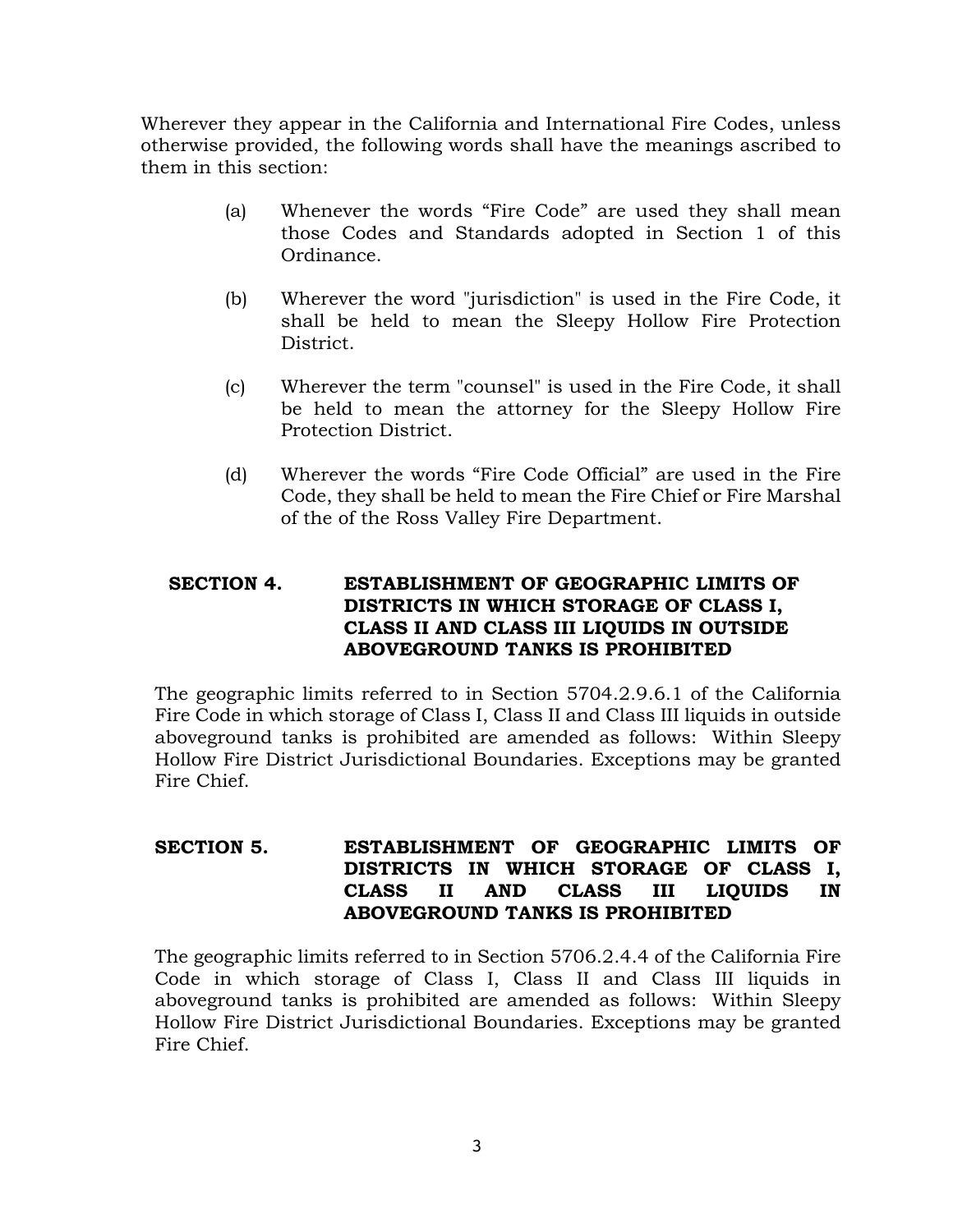Wherever they appear in the California and International Fire Codes, unless otherwise provided, the following words shall have the meanings ascribed to them in this section:

(a) Whenever the words "Fire Code" are used they shall mean those Codes and Standards adopted in Section 1 of this Ordinance.

(b) Wherever the word "jurisdiction" is used in the Fire Code, it shall be held to mean the Sleepy Hollow Fire Protection District.

(c) Wherever the term "counsel" is used in the Fire Code, it shall be held to mean the attorney for the Sleepy Hollow Fire Protection District.

(d) Wherever the words "Fire Code Official" are used in the Fire Code, they shall be held to mean the Fire Chief or Fire Marshal of the of the Ross Valley Fire Department.

## SECTION 4. ESTABLISHMENT OF GEOGRAPHIC LIMITS OF DISTRICTS IN WHICH STORAGE OF CLASS I, CLASS II AND CLASS III LIQUIDS IN OUTSIDE ABOVEGROUND TANKS IS PROHIBITED

The geographic limits referred to in Section 5704.2.9.6.1 of the California Fire Code in which storage of Class I, Class II and Class III liquids in outside aboveground tanks is prohibited are amended as follows: Within Sleepy Hollow Fire District Jurisdictional Boundaries. Exceptions may be granted Fire Chief.

## SECTION 5. ESTABLISHMENT OF GEOGRAPHIC LIMITS OF DISTRICTS IN WHICH STORAGE OF CLASS I, CLASS II AND CLASS III LIQUIDS IN ABOVEGROUND TANKS IS PROHIBITED

The geographic limits referred to in Section 5706.2.4.4 of the California Fire Code in which storage of Class I, Class II and Class III liquids in aboveground tanks is prohibited are amended as follows: Within Sleepy Hollow Fire District Jurisdictional Boundaries. Exceptions may be granted Fire Chief.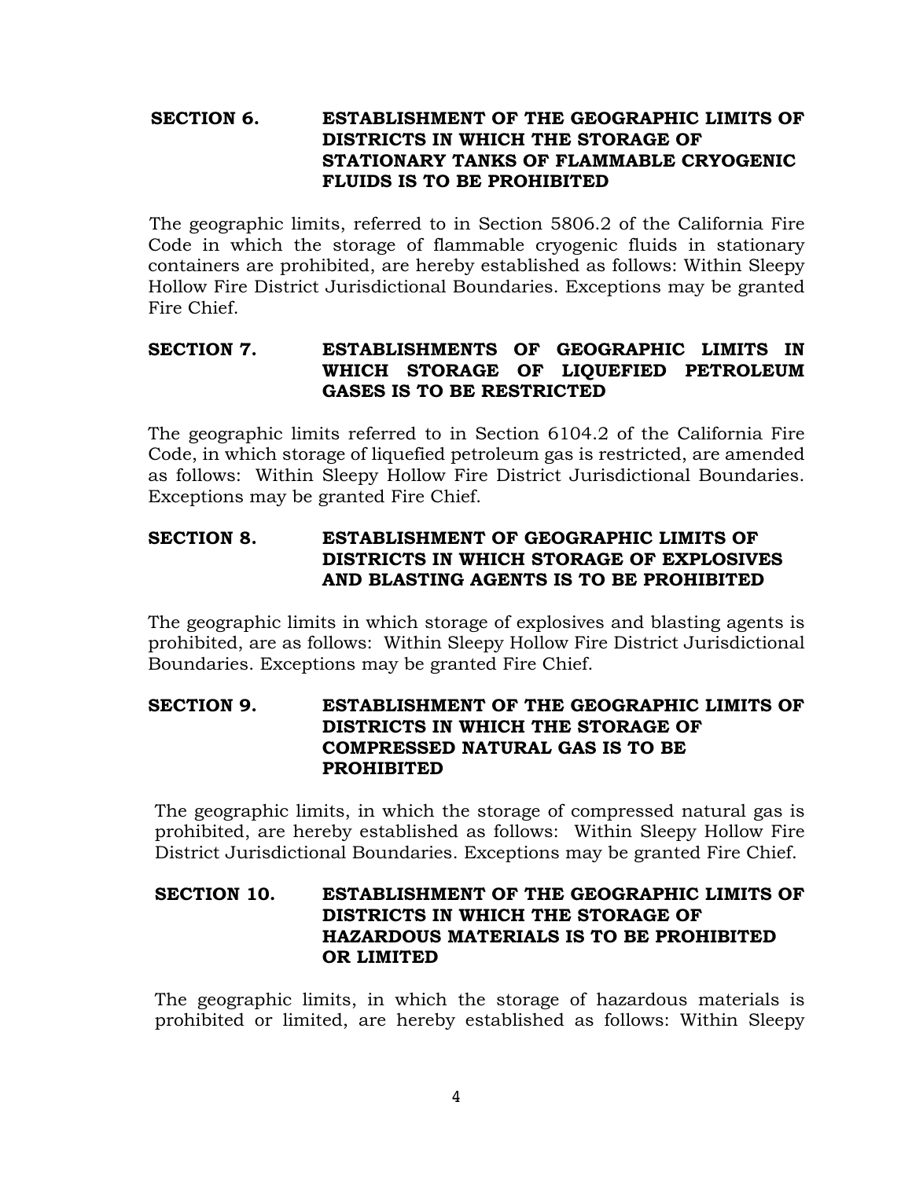## SECTION 6. ESTABLISHMENT OF THE GEOGRAPHIC LIMITS OF DISTRICTS IN WHICH THE STORAGE OF STATIONARY TANKS OF FLAMMABLE CRYOGENIC FLUIDS IS TO BE PROHIBITED

The geographic limits, referred to in Section 5806.2 of the California Fire Code in which the storage of flammable cryogenic fluids in stationary containers are prohibited, are hereby established as follows: Within Sleepy Hollow Fire District Jurisdictional Boundaries. Exceptions may be granted Fire Chief.

## SECTION 7. ESTABLISHMENTS OF GEOGRAPHIC LIMITS IN WHICH STORAGE OF LIQUEFIED PETROLEUM GASES IS TO BE RESTRICTED

The geographic limits referred to in Section 6104.2 of the California Fire Code, in which storage of liquefied petroleum gas is restricted, are amended as follows: Within Sleepy Hollow Fire District Jurisdictional Boundaries. Exceptions may be granted Fire Chief.

## SECTION 8. ESTABLISHMENT OF GEOGRAPHIC LIMITS OF DISTRICTS IN WHICH STORAGE OF EXPLOSIVES AND BLASTING AGENTS IS TO BE PROHIBITED

The geographic limits in which storage of explosives and blasting agents is prohibited, are as follows: Within Sleepy Hollow Fire District Jurisdictional Boundaries. Exceptions may be granted Fire Chief.

## SECTION 9. ESTABLISHMENT OF THE GEOGRAPHIC LIMITS OF DISTRICTS IN WHICH THE STORAGE OF COMPRESSED NATURAL GAS IS TO BE PROHIBITED

The geographic limits, in which the storage of compressed natural gas is prohibited, are hereby established as follows: Within Sleepy Hollow Fire District Jurisdictional Boundaries. Exceptions may be granted Fire Chief.

## SECTION 10. ESTABLISHMENT OF THE GEOGRAPHIC LIMITS OF DISTRICTS IN WHICH THE STORAGE OF HAZARDOUS MATERIALS IS TO BE PROHIBITED OR LIMITED

The geographic limits, in which the storage of hazardous materials is prohibited or limited, are hereby established as follows: Within Sleepy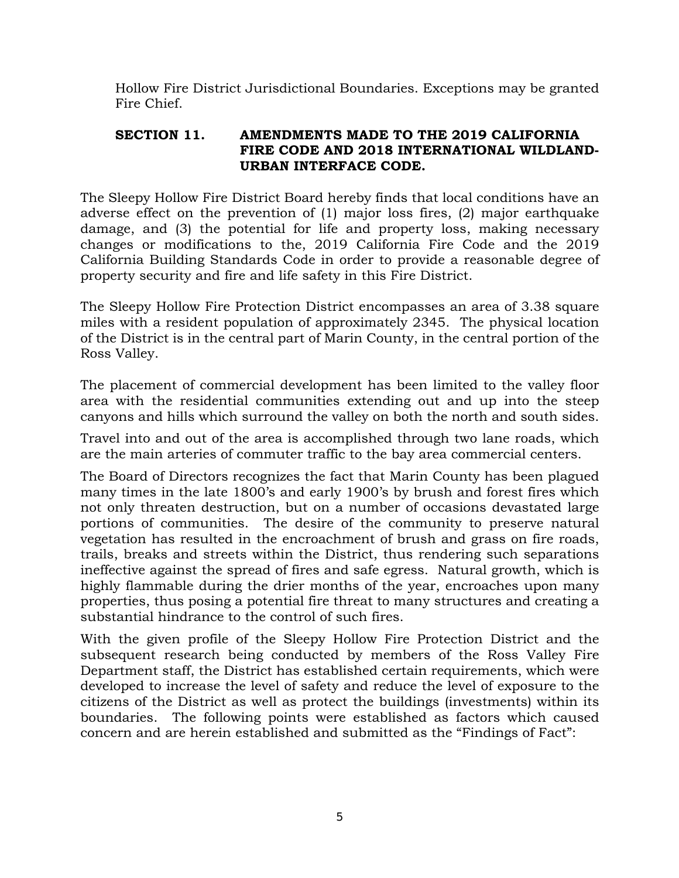Hollow Fire District Jurisdictional Boundaries. Exceptions may be granted Fire Chief.

## SECTION 11. AMENDMENTS MADE TO THE 2019 CALIFORNIA FIRE CODE AND 2018 INTERNATIONAL WILDLAND-URBAN INTERFACE CODE.

The Sleepy Hollow Fire District Board hereby finds that local conditions have an adverse effect on the prevention of (1) major loss fires, (2) major earthquake damage, and (3) the potential for life and property loss, making necessary changes or modifications to the, 2019 California Fire Code and the 2019 California Building Standards Code in order to provide a reasonable degree of property security and fire and life safety in this Fire District.

The Sleepy Hollow Fire Protection District encompasses an area of 3.38 square miles with a resident population of approximately 2345. The physical location of the District is in the central part of Marin County, in the central portion of the Ross Valley.

The placement of commercial development has been limited to the valley floor area with the residential communities extending out and up into the steep canyons and hills which surround the valley on both the north and south sides.

Travel into and out of the area is accomplished through two lane roads, which are the main arteries of commuter traffic to the bay area commercial centers.

The Board of Directors recognizes the fact that Marin County has been plagued many times in the late 1800's and early 1900's by brush and forest fires which not only threaten destruction, but on a number of occasions devastated large portions of communities. The desire of the community to preserve natural vegetation has resulted in the encroachment of brush and grass on fire roads, trails, breaks and streets within the District, thus rendering such separations ineffective against the spread of fires and safe egress. Natural growth, which is highly flammable during the drier months of the year, encroaches upon many properties, thus posing a potential fire threat to many structures and creating a substantial hindrance to the control of such fires.

With the given profile of the Sleepy Hollow Fire Protection District and the subsequent research being conducted by members of the Ross Valley Fire Department staff, the District has established certain requirements, which were developed to increase the level of safety and reduce the level of exposure to the citizens of the District as well as protect the buildings (investments) within its boundaries. The following points were established as factors which caused concern and are herein established and submitted as the "Findings of Fact":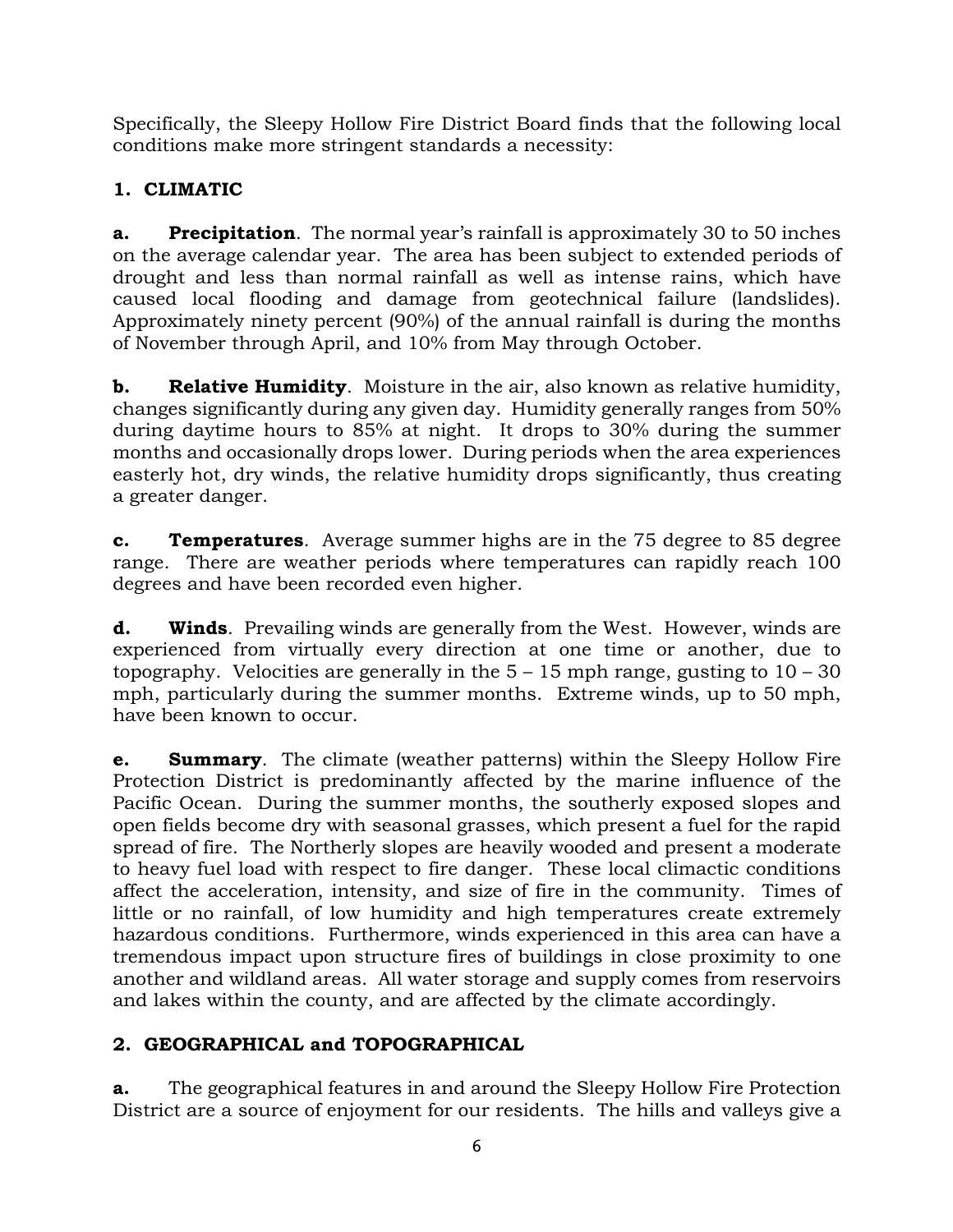Specifically, the Sleepy Hollow Fire District Board finds that the following local conditions make more stringent standards a necessity:

## 1. CLIMATIC

**a. Precipitation**. The normal year's rainfall is approximately 30 to 50 inches on the average calendar year. The area has been subject to extended periods of drought and less than normal rainfall as well as intense rains, which have caused local flooding and damage from geotechnical failure (landslides). Approximately ninety percent (90%) of the annual rainfall is during the months of November through April, and 10% from May through October.

**b. Relative Humidity**. Moisture in the air, also known as relative humidity, changes significantly during any given day. Humidity generally ranges from 50% during daytime hours to 85% at night. It drops to 30% during the summer months and occasionally drops lower. During periods when the area experiences easterly hot, dry winds, the relative humidity drops significantly, thus creating a greater danger.

**c. Temperatures**. Average summer highs are in the 75 degree to 85 degree range. There are weather periods where temperatures can rapidly reach 100 degrees and have been recorded even higher.

**d. Winds**. Prevailing winds are generally from the West. However, winds are experienced from virtually every direction at one time or another, due to topography. Velocities are generally in the 5 – 15 mph range, gusting to 10 – 30 mph, particularly during the summer months. Extreme winds, up to 50 mph, have been known to occur.

**e. Summary**. The climate (weather patterns) within the Sleepy Hollow Fire Protection District is predominantly affected by the marine influence of the Pacific Ocean. During the summer months, the southerly exposed slopes and open fields become dry with seasonal grasses, which present a fuel for the rapid spread of fire. The Northerly slopes are heavily wooded and present a moderate to heavy fuel load with respect to fire danger. These local climactic conditions affect the acceleration, intensity, and size of fire in the community. Times of little or no rainfall, of low humidity and high temperatures create extremely hazardous conditions. Furthermore, winds experienced in this area can have a tremendous impact upon structure fires of buildings in close proximity to one another and wildland areas. All water storage and supply comes from reservoirs and lakes within the county, and are affected by the climate accordingly.

## 2. GEOGRAPHICAL and TOPOGRAPHICAL

**a.** The geographical features in and around the Sleepy Hollow Fire Protection District are a source of enjoyment for our residents. The hills and valleys give a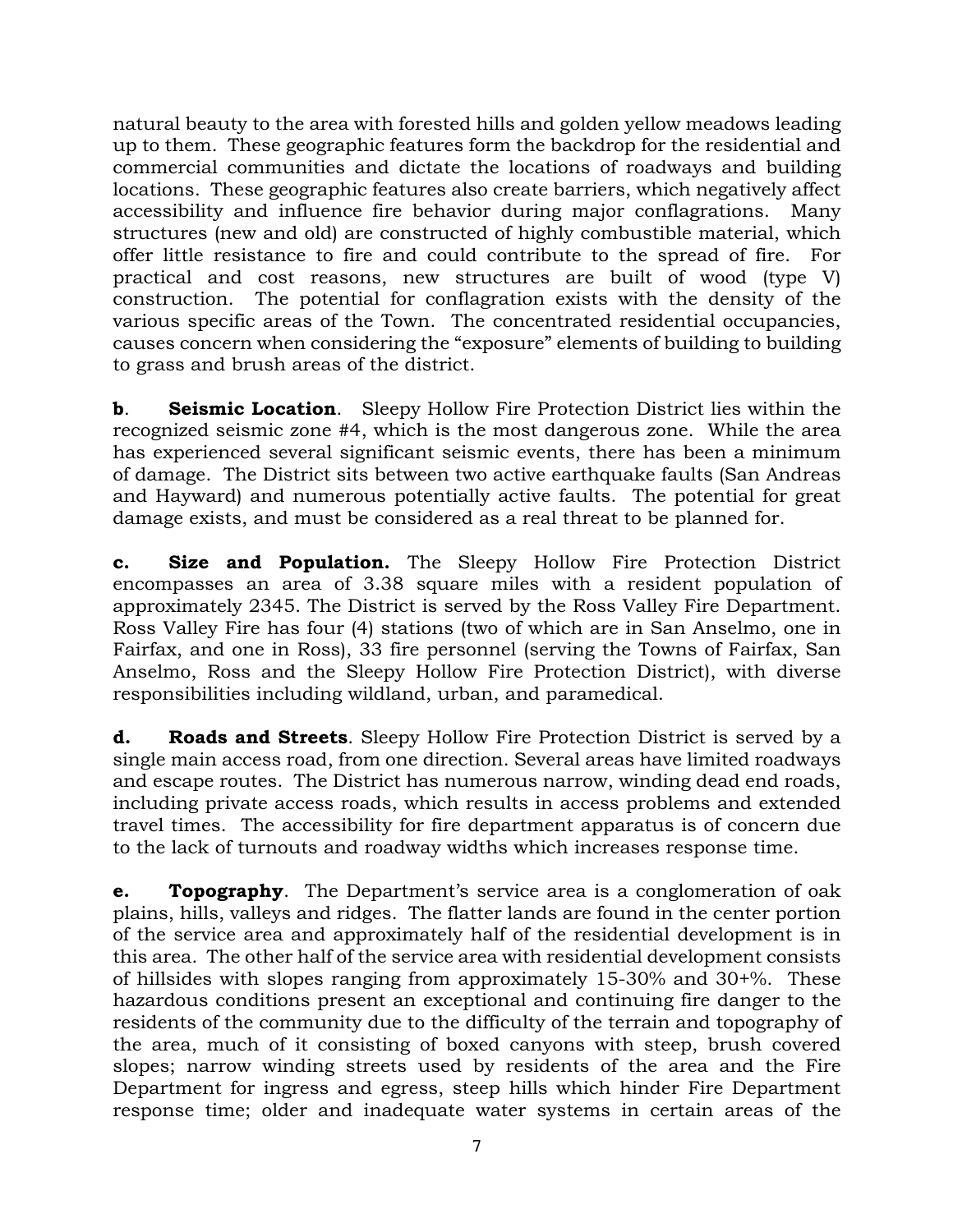natural beauty to the area with forested hills and golden yellow meadows leading up to them. These geographic features form the backdrop for the residential and commercial communities and dictate the locations of roadways and building locations. These geographic features also create barriers, which negatively affect accessibility and influence fire behavior during major conflagrations. Many structures (new and old) are constructed of highly combustible material, which offer little resistance to fire and could contribute to the spread of fire. For practical and cost reasons, new structures are built of wood (type V) construction. The potential for conflagration exists with the density of the various specific areas of the Town. The concentrated residential occupancies, causes concern when considering the "exposure" elements of building to building to grass and brush areas of the district.

**b**. **Seismic Location**. Sleepy Hollow Fire Protection District lies within the recognized seismic zone #4, which is the most dangerous zone. While the area has experienced several significant seismic events, there has been a minimum of damage. The District sits between two active earthquake faults (San Andreas and Hayward) and numerous potentially active faults. The potential for great damage exists, and must be considered as a real threat to be planned for.

**c. Size and Population.** The Sleepy Hollow Fire Protection District encompasses an area of 3.38 square miles with a resident population of approximately 2345. The District is served by the Ross Valley Fire Department. Ross Valley Fire has four (4) stations (two of which are in San Anselmo, one in Fairfax, and one in Ross), 33 fire personnel (serving the Towns of Fairfax, San Anselmo, Ross and the Sleepy Hollow Fire Protection District), with diverse responsibilities including wildland, urban, and paramedical.

**d. Roads and Streets**. Sleepy Hollow Fire Protection District is served by a single main access road, from one direction. Several areas have limited roadways and escape routes. The District has numerous narrow, winding dead end roads, including private access roads, which results in access problems and extended travel times. The accessibility for fire department apparatus is of concern due to the lack of turnouts and roadway widths which increases response time.

**e. Topography**. The Department's service area is a conglomeration of oak plains, hills, valleys and ridges. The flatter lands are found in the center portion of the service area and approximately half of the residential development is in this area. The other half of the service area with residential development consists of hillsides with slopes ranging from approximately 15-30% and 30+%. These hazardous conditions present an exceptional and continuing fire danger to the residents of the community due to the difficulty of the terrain and topography of the area, much of it consisting of boxed canyons with steep, brush covered slopes; narrow winding streets used by residents of the area and the Fire Department for ingress and egress, steep hills which hinder Fire Department response time; older and inadequate water systems in certain areas of the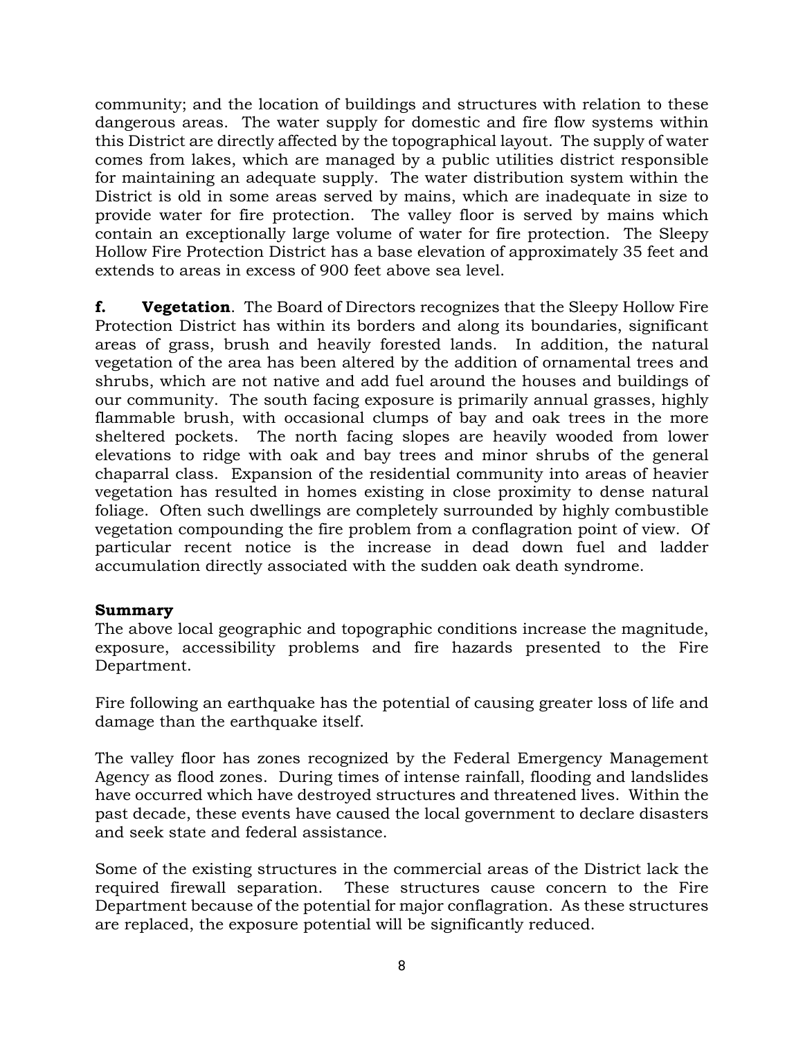community; and the location of buildings and structures with relation to these dangerous areas. The water supply for domestic and fire flow systems within this District are directly affected by the topographical layout. The supply of water comes from lakes, which are managed by a public utilities district responsible for maintaining an adequate supply. The water distribution system within the District is old in some areas served by mains, which are inadequate in size to provide water for fire protection. The valley floor is served by mains which contain an exceptionally large volume of water for fire protection. The Sleepy Hollow Fire Protection District has a base elevation of approximately 35 feet and extends to areas in excess of 900 feet above sea level.

**f. Vegetation**. The Board of Directors recognizes that the Sleepy Hollow Fire Protection District has within its borders and along its boundaries, significant areas of grass, brush and heavily forested lands. In addition, the natural vegetation of the area has been altered by the addition of ornamental trees and shrubs, which are not native and add fuel around the houses and buildings of our community. The south facing exposure is primarily annual grasses, highly flammable brush, with occasional clumps of bay and oak trees in the more sheltered pockets. The north facing slopes are heavily wooded from lower elevations to ridge with oak and bay trees and minor shrubs of the general chaparral class. Expansion of the residential community into areas of heavier vegetation has resulted in homes existing in close proximity to dense natural foliage. Often such dwellings are completely surrounded by highly combustible vegetation compounding the fire problem from a conflagration point of view. Of particular recent notice is the increase in dead down fuel and ladder accumulation directly associated with the sudden oak death syndrome.

**Summary**

The above local geographic and topographic conditions increase the magnitude, exposure, accessibility problems and fire hazards presented to the Fire Department.

Fire following an earthquake has the potential of causing greater loss of life and damage than the earthquake itself.

The valley floor has zones recognized by the Federal Emergency Management Agency as flood zones. During times of intense rainfall, flooding and landslides have occurred which have destroyed structures and threatened lives. Within the past decade, these events have caused the local government to declare disasters and seek state and federal assistance.

Some of the existing structures in the commercial areas of the District lack the required firewall separation. These structures cause concern to the Fire Department because of the potential for major conflagration. As these structures are replaced, the exposure potential will be significantly reduced.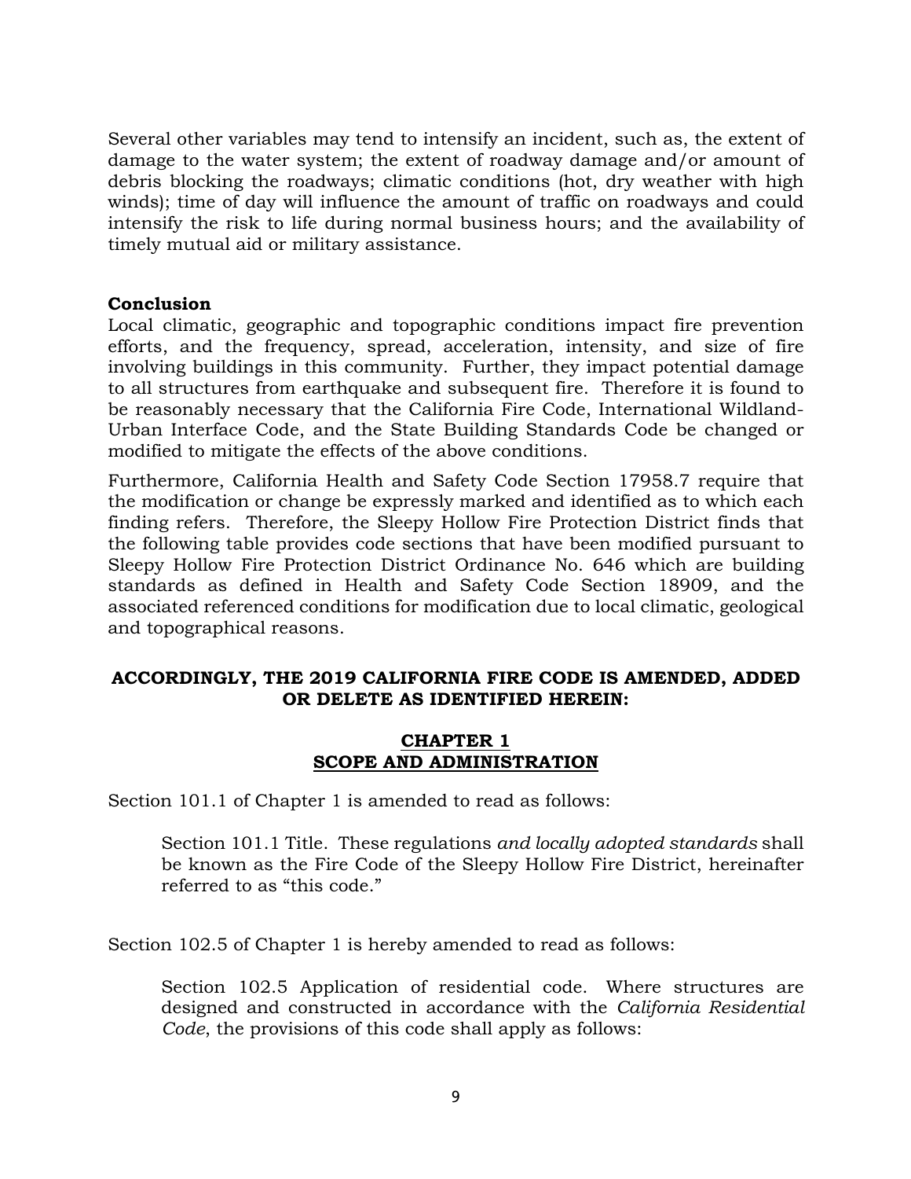Several other variables may tend to intensify an incident, such as, the extent of damage to the water system; the extent of roadway damage and/or amount of debris blocking the roadways; climatic conditions (hot, dry weather with high winds); time of day will influence the amount of traffic on roadways and could intensify the risk to life during normal business hours; and the availability of timely mutual aid or military assistance.

**Conclusion**

Local climatic, geographic and topographic conditions impact fire prevention efforts, and the frequency, spread, acceleration, intensity, and size of fire involving buildings in this community. Further, they impact potential damage to all structures from earthquake and subsequent fire. Therefore it is found to be reasonably necessary that the California Fire Code, International Wildland-Urban Interface Code, and the State Building Standards Code be changed or modified to mitigate the effects of the above conditions.

Furthermore, California Health and Safety Code Section 17958.7 require that the modification or change be expressly marked and identified as to which each finding refers. Therefore, the Sleepy Hollow Fire Protection District finds that the following table provides code sections that have been modified pursuant to Sleepy Hollow Fire Protection District Ordinance No. 646 which are building standards as defined in Health and Safety Code Section 18909, and the associated referenced conditions for modification due to local climatic, geological and topographical reasons.

**ACCORDINGLY, THE 2019 CALIFORNIA FIRE CODE IS AMENDED, ADDED OR DELETE AS IDENTIFIED HEREIN:**

## CHAPTER 1
## SCOPE AND ADMINISTRATION

Section 101.1 of Chapter 1 is amended to read as follows:

> Section 101.1 Title. These regulations *and locally adopted standards* shall be known as the Fire Code of the Sleepy Hollow Fire District, hereinafter referred to as "this code."

Section 102.5 of Chapter 1 is hereby amended to read as follows:

> Section 102.5 Application of residential code. Where structures are designed and constructed in accordance with the *California Residential Code*, the provisions of this code shall apply as follows: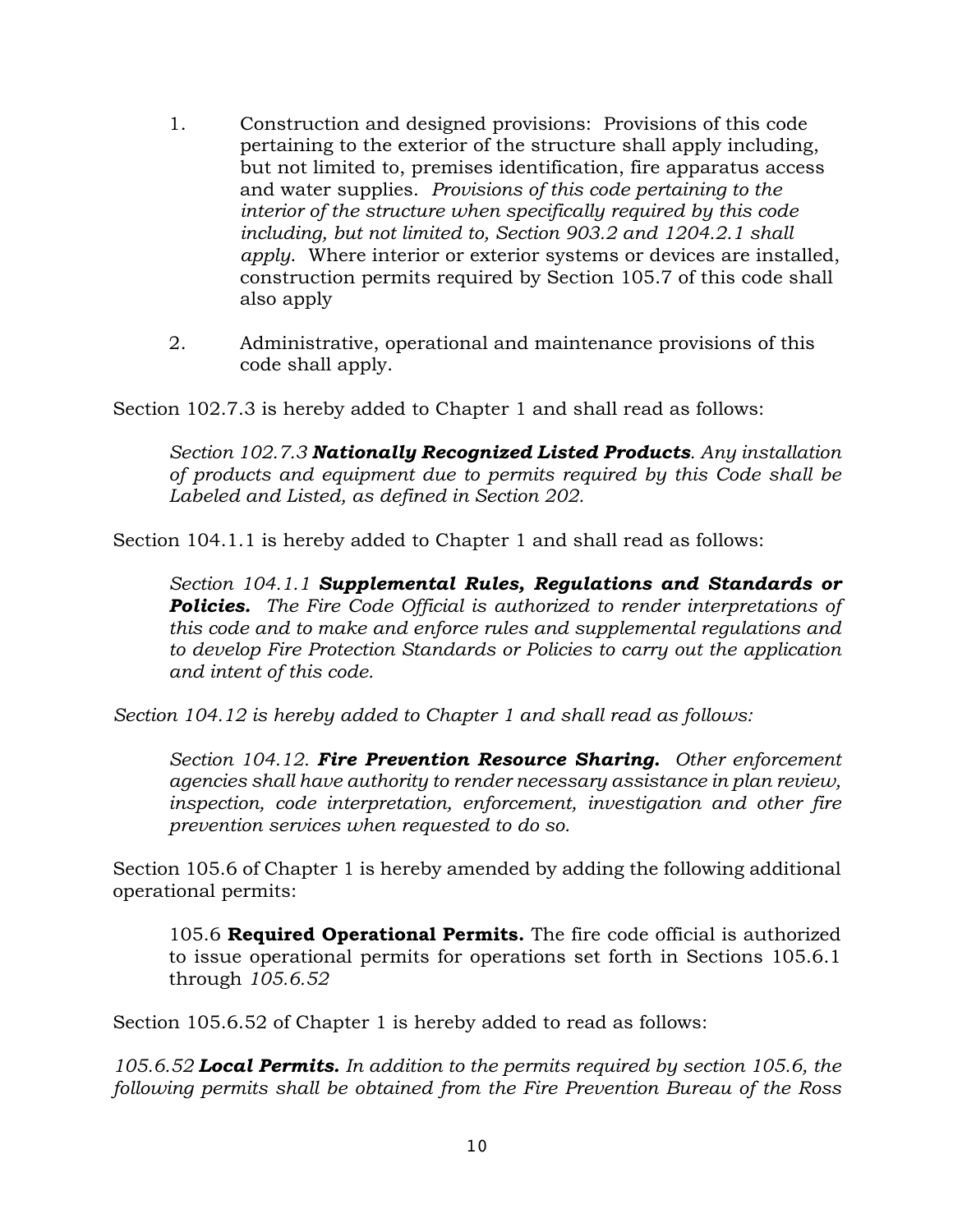1. Construction and designed provisions: Provisions of this code pertaining to the exterior of the structure shall apply including, but not limited to, premises identification, fire apparatus access and water supplies. *Provisions of this code pertaining to the interior of the structure when specifically required by this code including, but not limited to, Section 903.2 and 1204.2.1 shall apply.* Where interior or exterior systems or devices are installed, construction permits required by Section 105.7 of this code shall also apply

2. Administrative, operational and maintenance provisions of this code shall apply.

Section 102.7.3 is hereby added to Chapter 1 and shall read as follows:

> *Section 102.7.3* ***Nationally Recognized Listed Products****. Any installation of products and equipment due to permits required by this Code shall be Labeled and Listed, as defined in Section 202.*

Section 104.1.1 is hereby added to Chapter 1 and shall read as follows:

> *Section 104.1.1* ***Supplemental Rules, Regulations and Standards or Policies.*** *The Fire Code Official is authorized to render interpretations of this code and to make and enforce rules and supplemental regulations and to develop Fire Protection Standards or Policies to carry out the application and intent of this code.*

*Section 104.12 is hereby added to Chapter 1 and shall read as follows:*

> *Section 104.12.* ***Fire Prevention Resource Sharing.*** *Other enforcement agencies shall have authority to render necessary assistance in plan review, inspection, code interpretation, enforcement, investigation and other fire prevention services when requested to do so.*

Section 105.6 of Chapter 1 is hereby amended by adding the following additional operational permits:

> 105.6 **Required Operational Permits.** The fire code official is authorized to issue operational permits for operations set forth in Sections 105.6.1 through *105.6.52*

Section 105.6.52 of Chapter 1 is hereby added to read as follows:

*105.6.52* ***Local Permits.*** *In addition to the permits required by section 105.6, the following permits shall be obtained from the Fire Prevention Bureau of the Ross*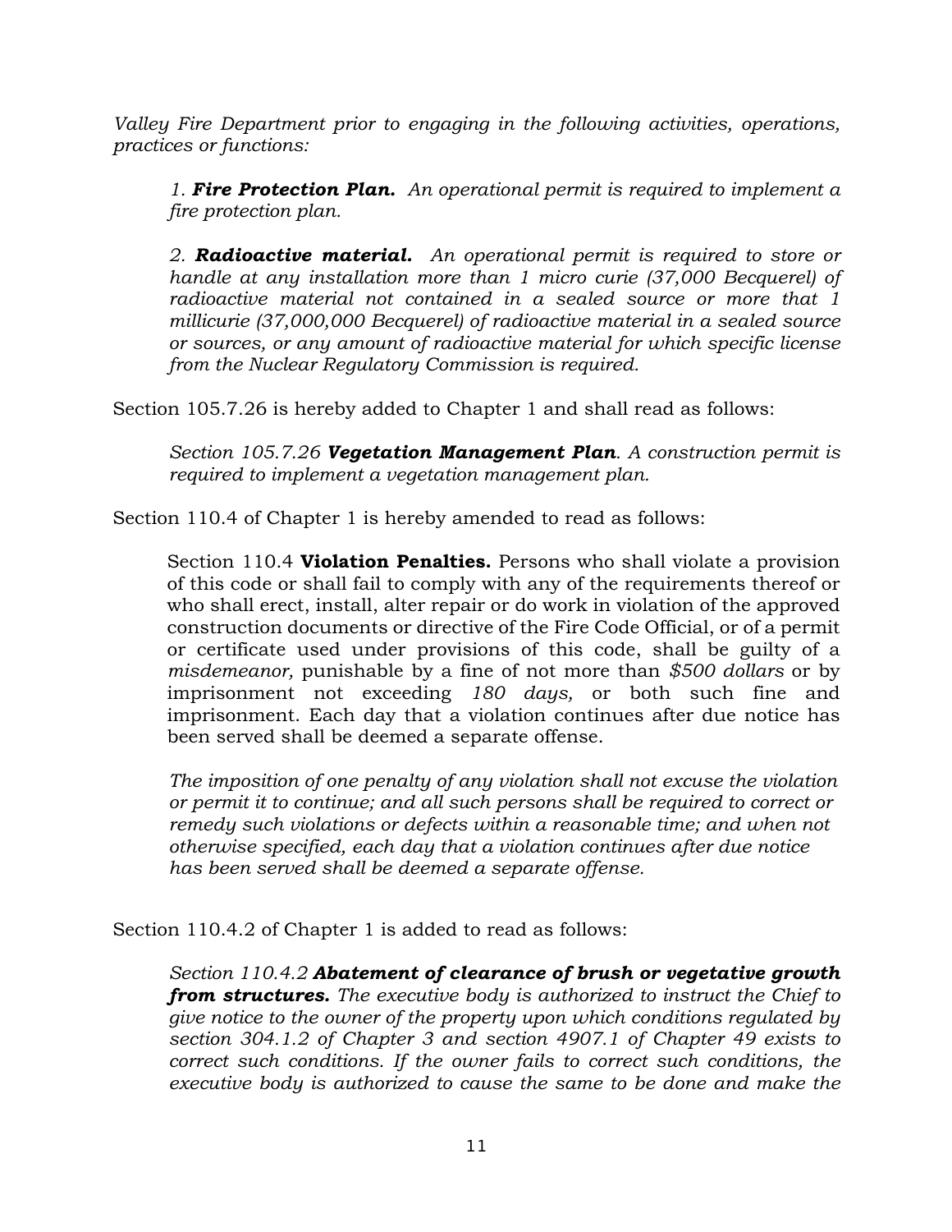*Valley Fire Department prior to engaging in the following activities, operations, practices or functions:*

> *1. **Fire Protection Plan.** An operational permit is required to implement a fire protection plan.*
>
> *2. **Radioactive material.** An operational permit is required to store or handle at any installation more than 1 micro curie (37,000 Becquerel) of radioactive material not contained in a sealed source or more that 1 millicurie (37,000,000 Becquerel) of radioactive material in a sealed source or sources, or any amount of radioactive material for which specific license from the Nuclear Regulatory Commission is required.*

Section 105.7.26 is hereby added to Chapter 1 and shall read as follows:

> *Section 105.7.26 **Vegetation Management Plan**. A construction permit is required to implement a vegetation management plan.*

Section 110.4 of Chapter 1 is hereby amended to read as follows:

> Section 110.4 **Violation Penalties.** Persons who shall violate a provision of this code or shall fail to comply with any of the requirements thereof or who shall erect, install, alter repair or do work in violation of the approved construction documents or directive of the Fire Code Official, or of a permit or certificate used under provisions of this code, shall be guilty of a *misdemeanor,* punishable by a fine of not more than *$500 dollars* or by imprisonment not exceeding *180 days,* or both such fine and imprisonment. Each day that a violation continues after due notice has been served shall be deemed a separate offense.
>
> *The imposition of one penalty of any violation shall not excuse the violation or permit it to continue; and all such persons shall be required to correct or remedy such violations or defects within a reasonable time; and when not otherwise specified, each day that a violation continues after due notice has been served shall be deemed a separate offense.*

Section 110.4.2 of Chapter 1 is added to read as follows:

> *Section 110.4.2 **Abatement of clearance of brush or vegetative growth from structures.** The executive body is authorized to instruct the Chief to give notice to the owner of the property upon which conditions regulated by section 304.1.2 of Chapter 3 and section 4907.1 of Chapter 49 exists to correct such conditions. If the owner fails to correct such conditions, the executive body is authorized to cause the same to be done and make the*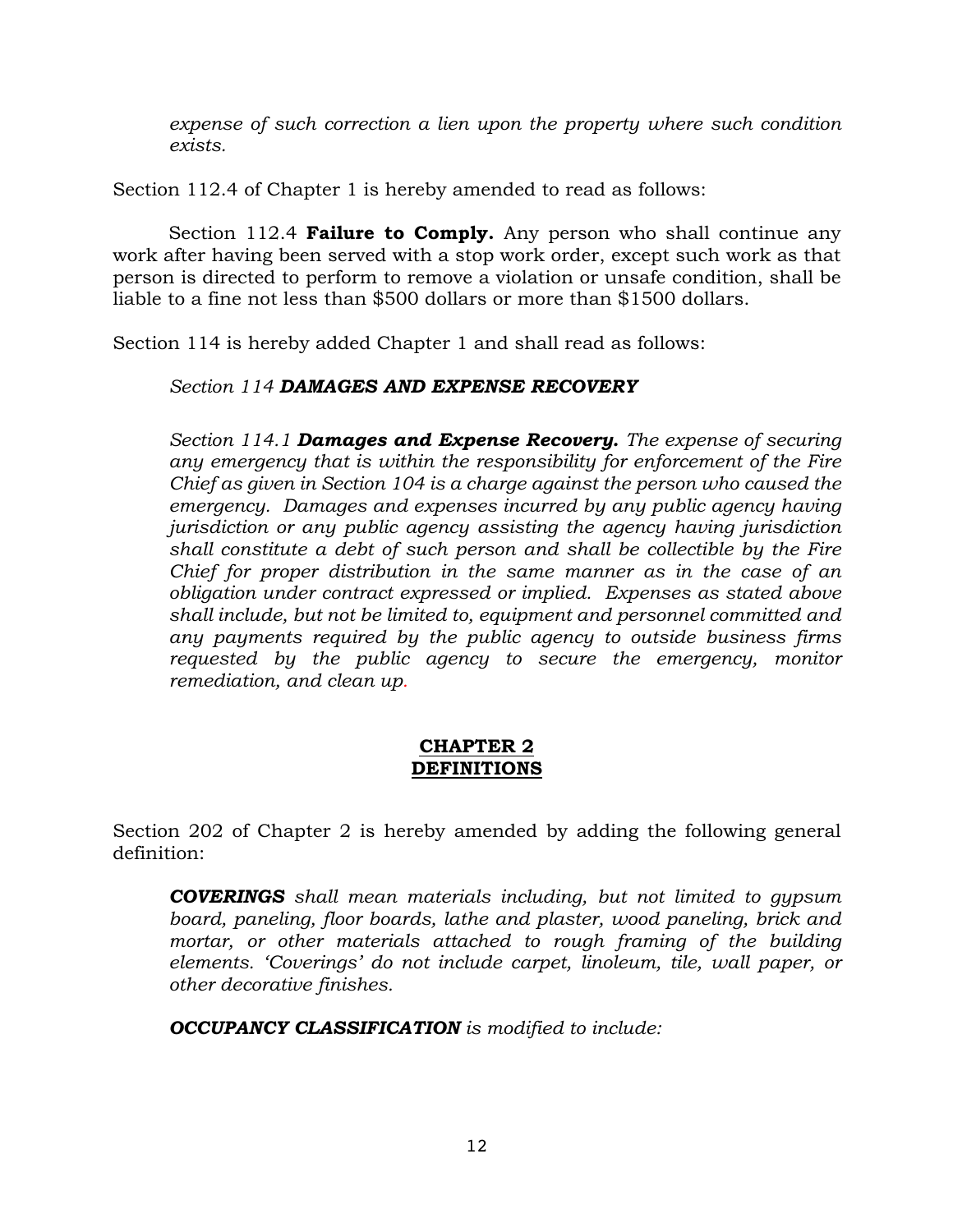*expense of such correction a lien upon the property where such condition exists.*

Section 112.4 of Chapter 1 is hereby amended to read as follows:

Section 112.4 **Failure to Comply.** Any person who shall continue any work after having been served with a stop work order, except such work as that person is directed to perform to remove a violation or unsafe condition, shall be liable to a fine not less than $500 dollars or more than $1500 dollars.

Section 114 is hereby added Chapter 1 and shall read as follows:

*Section 114* ***DAMAGES AND EXPENSE RECOVERY***

*Section 114.1* ***Damages and Expense Recovery.*** *The expense of securing any emergency that is within the responsibility for enforcement of the Fire Chief as given in Section 104 is a charge against the person who caused the emergency. Damages and expenses incurred by any public agency having jurisdiction or any public agency assisting the agency having jurisdiction shall constitute a debt of such person and shall be collectible by the Fire Chief for proper distribution in the same manner as in the case of an obligation under contract expressed or implied. Expenses as stated above shall include, but not be limited to, equipment and personnel committed and any payments required by the public agency to outside business firms requested by the public agency to secure the emergency, monitor remediation, and clean up.*

## CHAPTER 2
## DEFINITIONS

Section 202 of Chapter 2 is hereby amended by adding the following general definition:

***COVERINGS*** *shall mean materials including, but not limited to gypsum board, paneling, floor boards, lathe and plaster, wood paneling, brick and mortar, or other materials attached to rough framing of the building elements. 'Coverings' do not include carpet, linoleum, tile, wall paper, or other decorative finishes.*

***OCCUPANCY CLASSIFICATION*** *is modified to include:*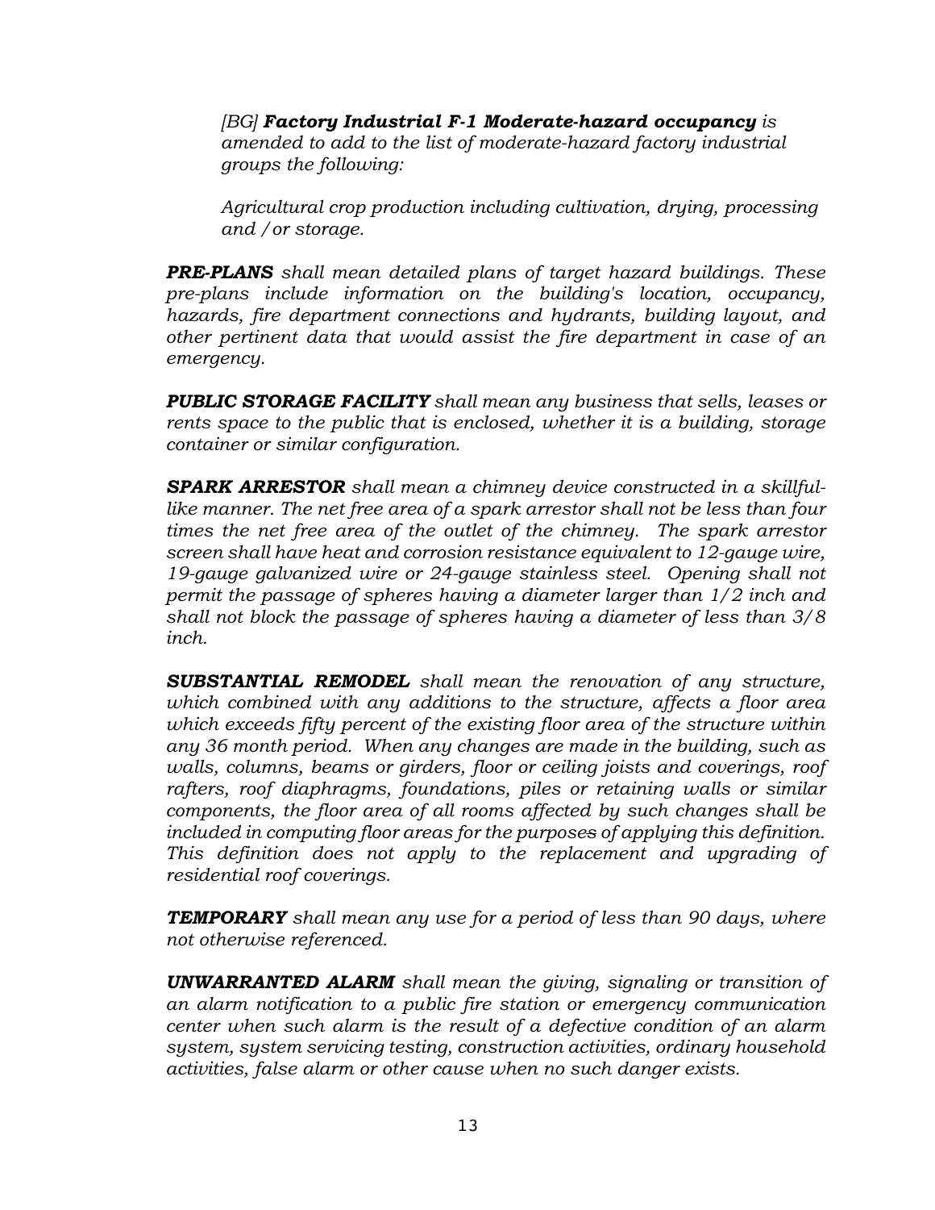*[BG] **Factory Industrial F-1 Moderate-hazard occupancy** is amended to add to the list of moderate-hazard factory industrial groups the following:*

*Agricultural crop production including cultivation, drying, processing and /or storage.*

***PRE-PLANS** shall mean detailed plans of target hazard buildings. These pre-plans include information on the building's location, occupancy, hazards, fire department connections and hydrants, building layout, and other pertinent data that would assist the fire department in case of an emergency.*

***PUBLIC STORAGE FACILITY** shall mean any business that sells, leases or rents space to the public that is enclosed, whether it is a building, storage container or similar configuration.*

***SPARK ARRESTOR** shall mean a chimney device constructed in a skillful-like manner. The net free area of a spark arrestor shall not be less than four times the net free area of the outlet of the chimney. The spark arrestor screen shall have heat and corrosion resistance equivalent to 12-gauge wire, 19-gauge galvanized wire or 24-gauge stainless steel. Opening shall not permit the passage of spheres having a diameter larger than 1/2 inch and shall not block the passage of spheres having a diameter of less than 3/8 inch.*

***SUBSTANTIAL REMODEL** shall mean the renovation of any structure, which combined with any additions to the structure, affects a floor area which exceeds fifty percent of the existing floor area of the structure within any 36 month period. When any changes are made in the building, such as walls, columns, beams or girders, floor or ceiling joists and coverings, roof rafters, roof diaphragms, foundations, piles or retaining walls or similar components, the floor area of all rooms affected by such changes shall be included in computing floor areas for the purposes of applying this definition. This definition does not apply to the replacement and upgrading of residential roof coverings.*

***TEMPORARY** shall mean any use for a period of less than 90 days, where not otherwise referenced.*

***UNWARRANTED ALARM** shall mean the giving, signaling or transition of an alarm notification to a public fire station or emergency communication center when such alarm is the result of a defective condition of an alarm system, system servicing testing, construction activities, ordinary household activities, false alarm or other cause when no such danger exists.*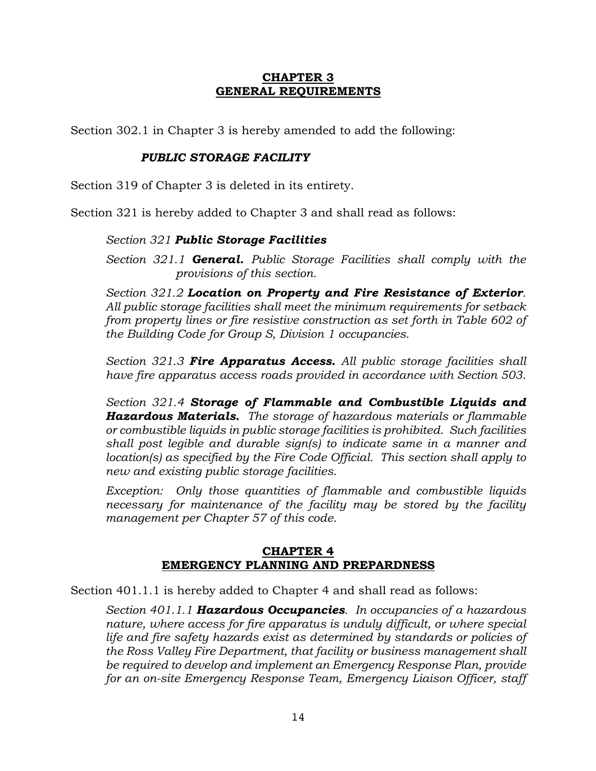## CHAPTER 3
## GENERAL REQUIREMENTS

Section 302.1 in Chapter 3 is hereby amended to add the following:

***PUBLIC STORAGE FACILITY***

Section 319 of Chapter 3 is deleted in its entirety.

Section 321 is hereby added to Chapter 3 and shall read as follows:

*Section 321* ***Public Storage Facilities***

*Section 321.1* ***General.*** *Public Storage Facilities shall comply with the provisions of this section.*

*Section 321.2* ***Location on Property and Fire Resistance of Exterior****. All public storage facilities shall meet the minimum requirements for setback from property lines or fire resistive construction as set forth in Table 602 of the Building Code for Group S, Division 1 occupancies.*

*Section 321.3* ***Fire Apparatus Access.*** *All public storage facilities shall have fire apparatus access roads provided in accordance with Section 503.*

*Section 321.4* ***Storage of Flammable and Combustible Liquids and Hazardous Materials.*** *The storage of hazardous materials or flammable or combustible liquids in public storage facilities is prohibited. Such facilities shall post legible and durable sign(s) to indicate same in a manner and location(s) as specified by the Fire Code Official. This section shall apply to new and existing public storage facilities.*

*Exception: Only those quantities of flammable and combustible liquids necessary for maintenance of the facility may be stored by the facility management per Chapter 57 of this code.*

## CHAPTER 4
## EMERGENCY PLANNING AND PREPARDNESS

Section 401.1.1 is hereby added to Chapter 4 and shall read as follows:

*Section 401.1.1* ***Hazardous Occupancies****. In occupancies of a hazardous nature, where access for fire apparatus is unduly difficult, or where special life and fire safety hazards exist as determined by standards or policies of the Ross Valley Fire Department, that facility or business management shall be required to develop and implement an Emergency Response Plan, provide for an on-site Emergency Response Team, Emergency Liaison Officer, staff*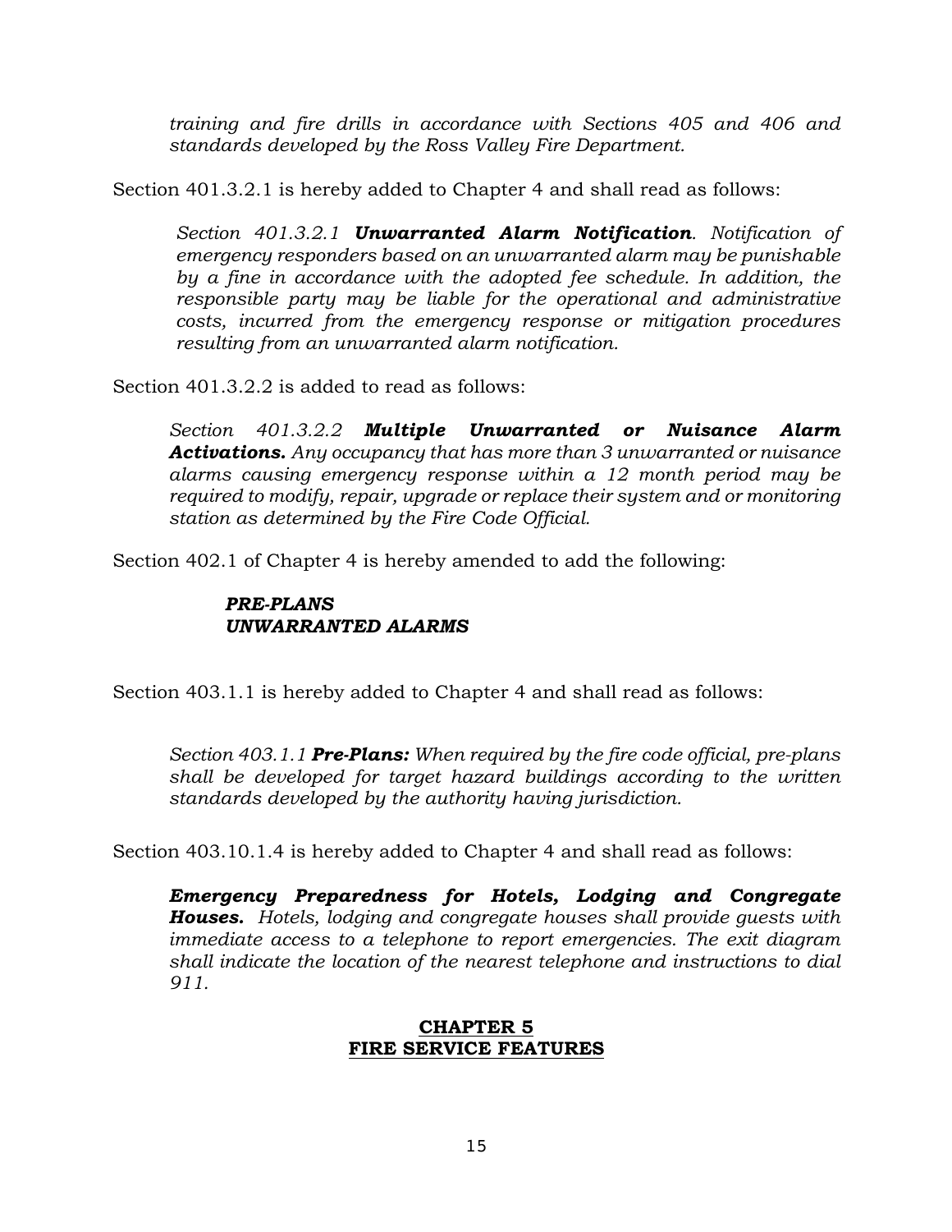*training and fire drills in accordance with Sections 405 and 406 and standards developed by the Ross Valley Fire Department.*

Section 401.3.2.1 is hereby added to Chapter 4 and shall read as follows:

> *Section 401.3.2.1* ***Unwarranted Alarm Notification****. Notification of emergency responders based on an unwarranted alarm may be punishable by a fine in accordance with the adopted fee schedule. In addition, the responsible party may be liable for the operational and administrative costs, incurred from the emergency response or mitigation procedures resulting from an unwarranted alarm notification.*

Section 401.3.2.2 is added to read as follows:

> *Section 401.3.2.2* ***Multiple Unwarranted or Nuisance Alarm Activations.*** *Any occupancy that has more than 3 unwarranted or nuisance alarms causing emergency response within a 12 month period may be required to modify, repair, upgrade or replace their system and or monitoring station as determined by the Fire Code Official.*

Section 402.1 of Chapter 4 is hereby amended to add the following:

> ***PRE-PLANS***
> ***UNWARRANTED ALARMS***

Section 403.1.1 is hereby added to Chapter 4 and shall read as follows:

> *Section 403.1.1* ***Pre-Plans:*** *When required by the fire code official, pre-plans shall be developed for target hazard buildings according to the written standards developed by the authority having jurisdiction.*

Section 403.10.1.4 is hereby added to Chapter 4 and shall read as follows:

> ***Emergency Preparedness for Hotels, Lodging and Congregate Houses.*** *Hotels, lodging and congregate houses shall provide guests with immediate access to a telephone to report emergencies. The exit diagram shall indicate the location of the nearest telephone and instructions to dial 911.*

## CHAPTER 5
## FIRE SERVICE FEATURES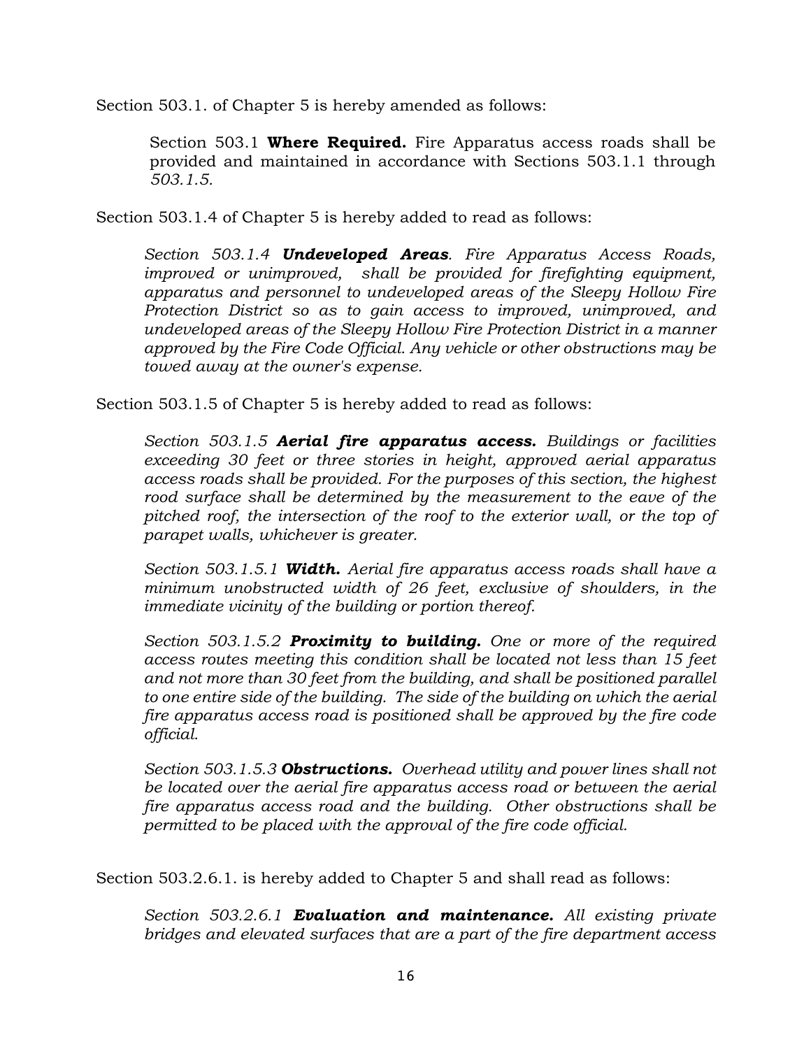Section 503.1. of Chapter 5 is hereby amended as follows:

> Section 503.1 **Where Required.** Fire Apparatus access roads shall be provided and maintained in accordance with Sections 503.1.1 through *503.1.5.*

Section 503.1.4 of Chapter 5 is hereby added to read as follows:

> *Section 503.1.4 **Undeveloped Areas**. Fire Apparatus Access Roads, improved or unimproved, shall be provided for firefighting equipment, apparatus and personnel to undeveloped areas of the Sleepy Hollow Fire Protection District so as to gain access to improved, unimproved, and undeveloped areas of the Sleepy Hollow Fire Protection District in a manner approved by the Fire Code Official. Any vehicle or other obstructions may be towed away at the owner's expense.*

Section 503.1.5 of Chapter 5 is hereby added to read as follows:

> *Section 503.1.5 **Aerial fire apparatus access.** Buildings or facilities exceeding 30 feet or three stories in height, approved aerial apparatus access roads shall be provided. For the purposes of this section, the highest rood surface shall be determined by the measurement to the eave of the pitched roof, the intersection of the roof to the exterior wall, or the top of parapet walls, whichever is greater.*
>
> *Section 503.1.5.1 **Width.** Aerial fire apparatus access roads shall have a minimum unobstructed width of 26 feet, exclusive of shoulders, in the immediate vicinity of the building or portion thereof.*
>
> *Section 503.1.5.2 **Proximity to building.** One or more of the required access routes meeting this condition shall be located not less than 15 feet and not more than 30 feet from the building, and shall be positioned parallel to one entire side of the building. The side of the building on which the aerial fire apparatus access road is positioned shall be approved by the fire code official.*
>
> *Section 503.1.5.3 **Obstructions.** Overhead utility and power lines shall not be located over the aerial fire apparatus access road or between the aerial fire apparatus access road and the building. Other obstructions shall be permitted to be placed with the approval of the fire code official.*

Section 503.2.6.1. is hereby added to Chapter 5 and shall read as follows:

> *Section 503.2.6.1 **Evaluation and maintenance.** All existing private bridges and elevated surfaces that are a part of the fire department access*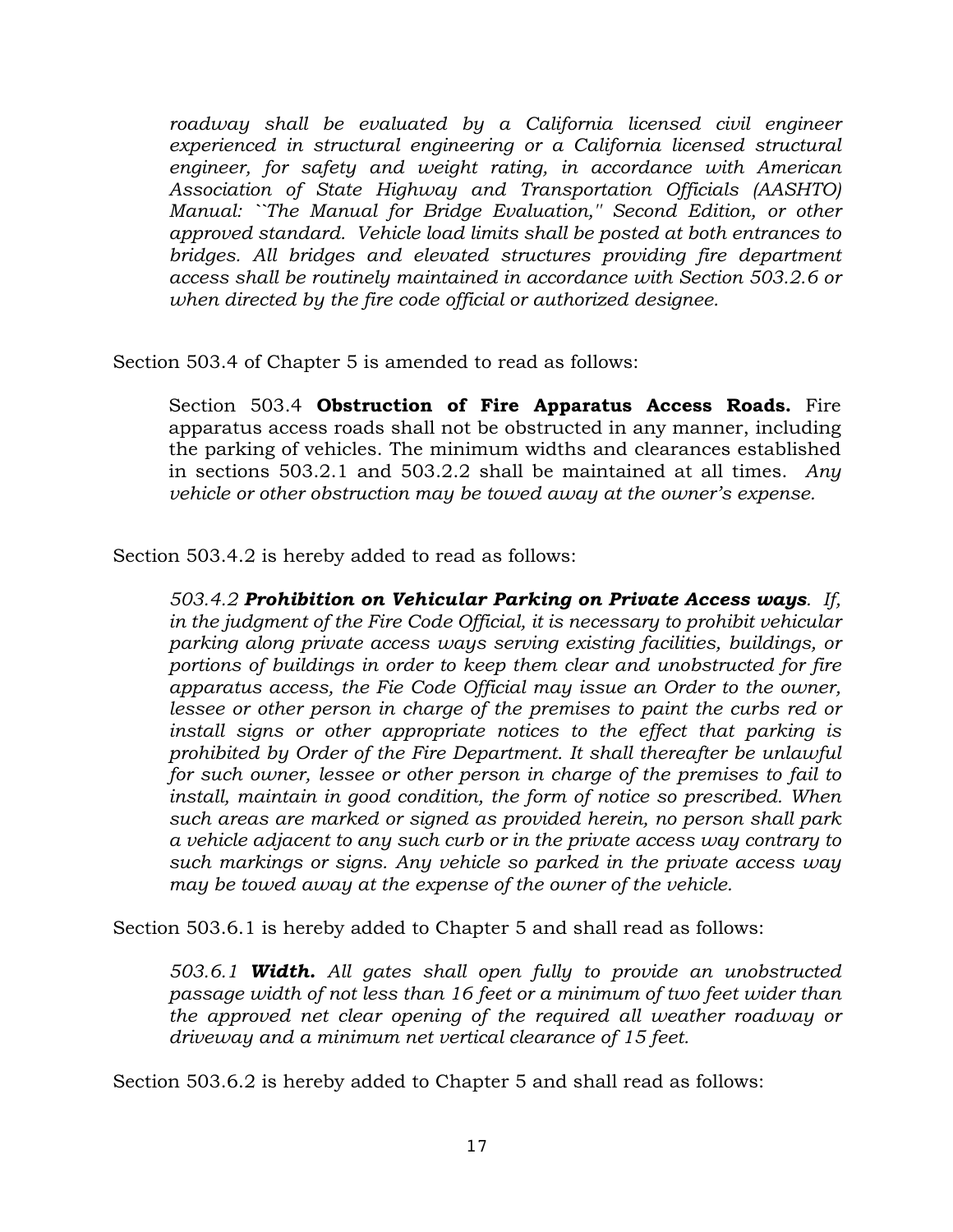*roadway shall be evaluated by a California licensed civil engineer experienced in structural engineering or a California licensed structural engineer, for safety and weight rating, in accordance with American Association of State Highway and Transportation Officials (AASHTO) Manual: ``The Manual for Bridge Evaluation,'' Second Edition, or other approved standard. Vehicle load limits shall be posted at both entrances to bridges. All bridges and elevated structures providing fire department access shall be routinely maintained in accordance with Section 503.2.6 or when directed by the fire code official or authorized designee.*

Section 503.4 of Chapter 5 is amended to read as follows:

> Section 503.4 **Obstruction of Fire Apparatus Access Roads.** Fire apparatus access roads shall not be obstructed in any manner, including the parking of vehicles. The minimum widths and clearances established in sections 503.2.1 and 503.2.2 shall be maintained at all times. *Any vehicle or other obstruction may be towed away at the owner's expense.*

Section 503.4.2 is hereby added to read as follows:

> *503.4.2* ***Prohibition on Vehicular Parking on Private Access ways****. If, in the judgment of the Fire Code Official, it is necessary to prohibit vehicular parking along private access ways serving existing facilities, buildings, or portions of buildings in order to keep them clear and unobstructed for fire apparatus access, the Fie Code Official may issue an Order to the owner, lessee or other person in charge of the premises to paint the curbs red or install signs or other appropriate notices to the effect that parking is prohibited by Order of the Fire Department. It shall thereafter be unlawful for such owner, lessee or other person in charge of the premises to fail to install, maintain in good condition, the form of notice so prescribed. When such areas are marked or signed as provided herein, no person shall park a vehicle adjacent to any such curb or in the private access way contrary to such markings or signs. Any vehicle so parked in the private access way may be towed away at the expense of the owner of the vehicle.*

Section 503.6.1 is hereby added to Chapter 5 and shall read as follows:

> *503.6.1* ***Width.*** *All gates shall open fully to provide an unobstructed passage width of not less than 16 feet or a minimum of two feet wider than the approved net clear opening of the required all weather roadway or driveway and a minimum net vertical clearance of 15 feet.*

Section 503.6.2 is hereby added to Chapter 5 and shall read as follows: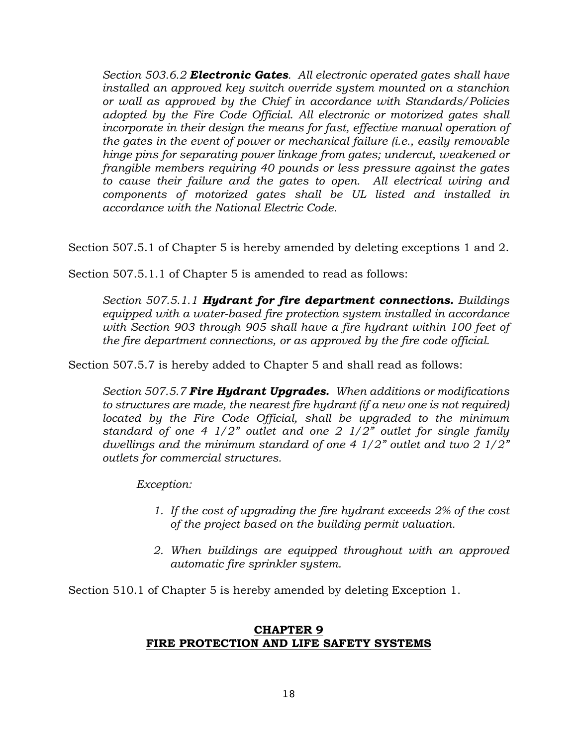*Section 503.6.2* ***Electronic Gates****. All electronic operated gates shall have installed an approved key switch override system mounted on a stanchion or wall as approved by the Chief in accordance with Standards/Policies adopted by the Fire Code Official. All electronic or motorized gates shall incorporate in their design the means for fast, effective manual operation of the gates in the event of power or mechanical failure (i.e., easily removable hinge pins for separating power linkage from gates; undercut, weakened or frangible members requiring 40 pounds or less pressure against the gates to cause their failure and the gates to open. All electrical wiring and components of motorized gates shall be UL listed and installed in accordance with the National Electric Code.*

Section 507.5.1 of Chapter 5 is hereby amended by deleting exceptions 1 and 2.

Section 507.5.1.1 of Chapter 5 is amended to read as follows:

*Section 507.5.1.1* ***Hydrant for fire department connections.*** *Buildings equipped with a water-based fire protection system installed in accordance with Section 903 through 905 shall have a fire hydrant within 100 feet of the fire department connections, or as approved by the fire code official.*

Section 507.5.7 is hereby added to Chapter 5 and shall read as follows:

*Section 507.5.7* ***Fire Hydrant Upgrades.*** *When additions or modifications to structures are made, the nearest fire hydrant (if a new one is not required) located by the Fire Code Official, shall be upgraded to the minimum standard of one 4 1/2" outlet and one 2 1/2" outlet for single family dwellings and the minimum standard of one 4 1/2" outlet and two 2 1/2" outlets for commercial structures.*

*Exception:*

1. *If the cost of upgrading the fire hydrant exceeds 2% of the cost of the project based on the building permit valuation.*
2. *When buildings are equipped throughout with an approved automatic fire sprinkler system.*

Section 510.1 of Chapter 5 is hereby amended by deleting Exception 1.

## CHAPTER 9
## FIRE PROTECTION AND LIFE SAFETY SYSTEMS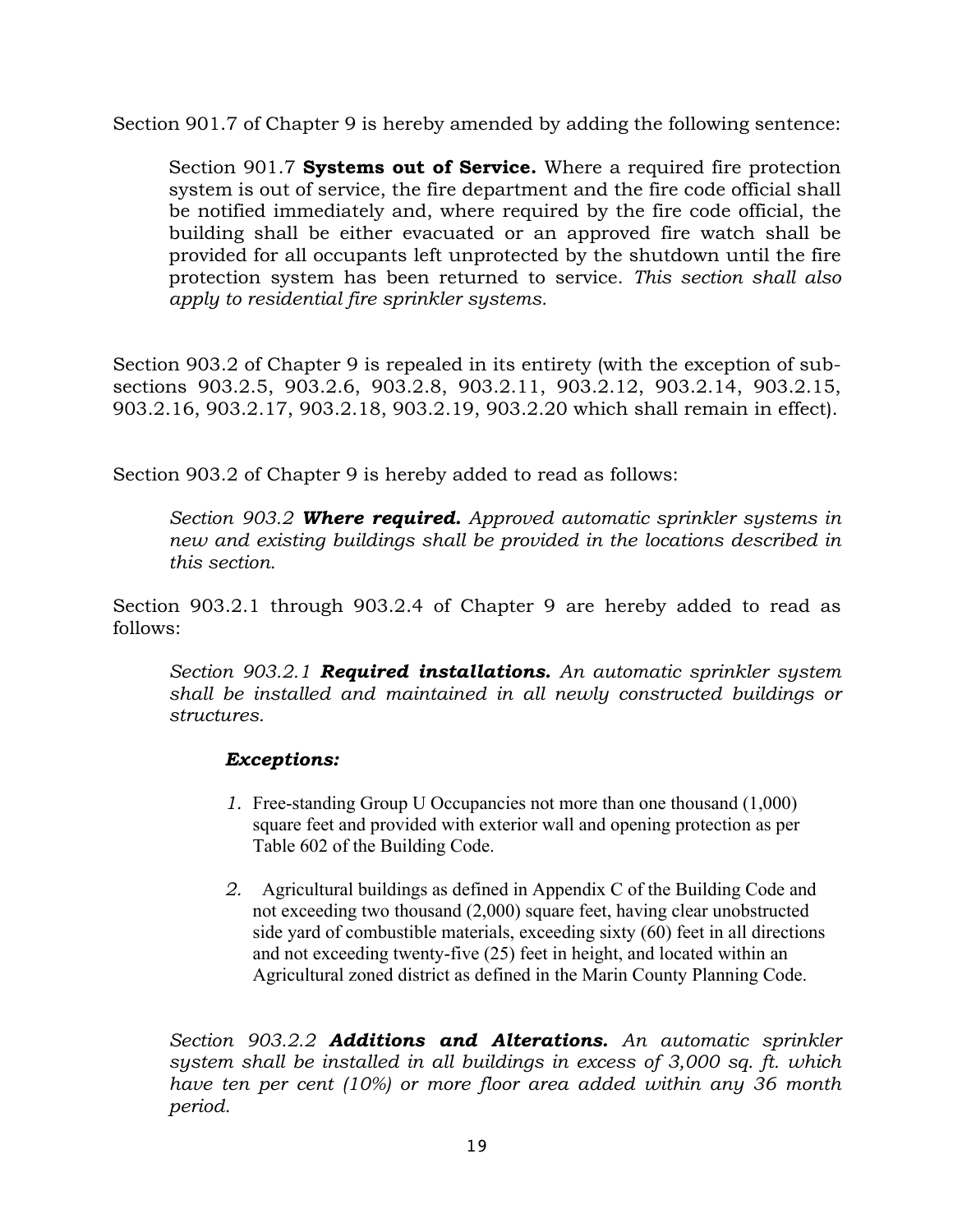Section 901.7 of Chapter 9 is hereby amended by adding the following sentence:

> Section 901.7 **Systems out of Service.** Where a required fire protection system is out of service, the fire department and the fire code official shall be notified immediately and, where required by the fire code official, the building shall be either evacuated or an approved fire watch shall be provided for all occupants left unprotected by the shutdown until the fire protection system has been returned to service. *This section shall also apply to residential fire sprinkler systems.*

Section 903.2 of Chapter 9 is repealed in its entirety (with the exception of sub-sections 903.2.5, 903.2.6, 903.2.8, 903.2.11, 903.2.12, 903.2.14, 903.2.15, 903.2.16, 903.2.17, 903.2.18, 903.2.19, 903.2.20 which shall remain in effect).

Section 903.2 of Chapter 9 is hereby added to read as follows:

> *Section 903.2* ***Where required.*** *Approved automatic sprinkler systems in new and existing buildings shall be provided in the locations described in this section.*

Section 903.2.1 through 903.2.4 of Chapter 9 are hereby added to read as follows:

> *Section 903.2.1* ***Required installations.*** *An automatic sprinkler system shall be installed and maintained in all newly constructed buildings or structures.*
>
> ***Exceptions:***
>
> 1. Free-standing Group U Occupancies not more than one thousand (1,000) square feet and provided with exterior wall and opening protection as per Table 602 of the Building Code.
>
> 2. Agricultural buildings as defined in Appendix C of the Building Code and not exceeding two thousand (2,000) square feet, having clear unobstructed side yard of combustible materials, exceeding sixty (60) feet in all directions and not exceeding twenty-five (25) feet in height, and located within an Agricultural zoned district as defined in the Marin County Planning Code.
>
> *Section 903.2.2* ***Additions and Alterations.*** *An automatic sprinkler system shall be installed in all buildings in excess of 3,000 sq. ft. which have ten per cent (10%) or more floor area added within any 36 month period.*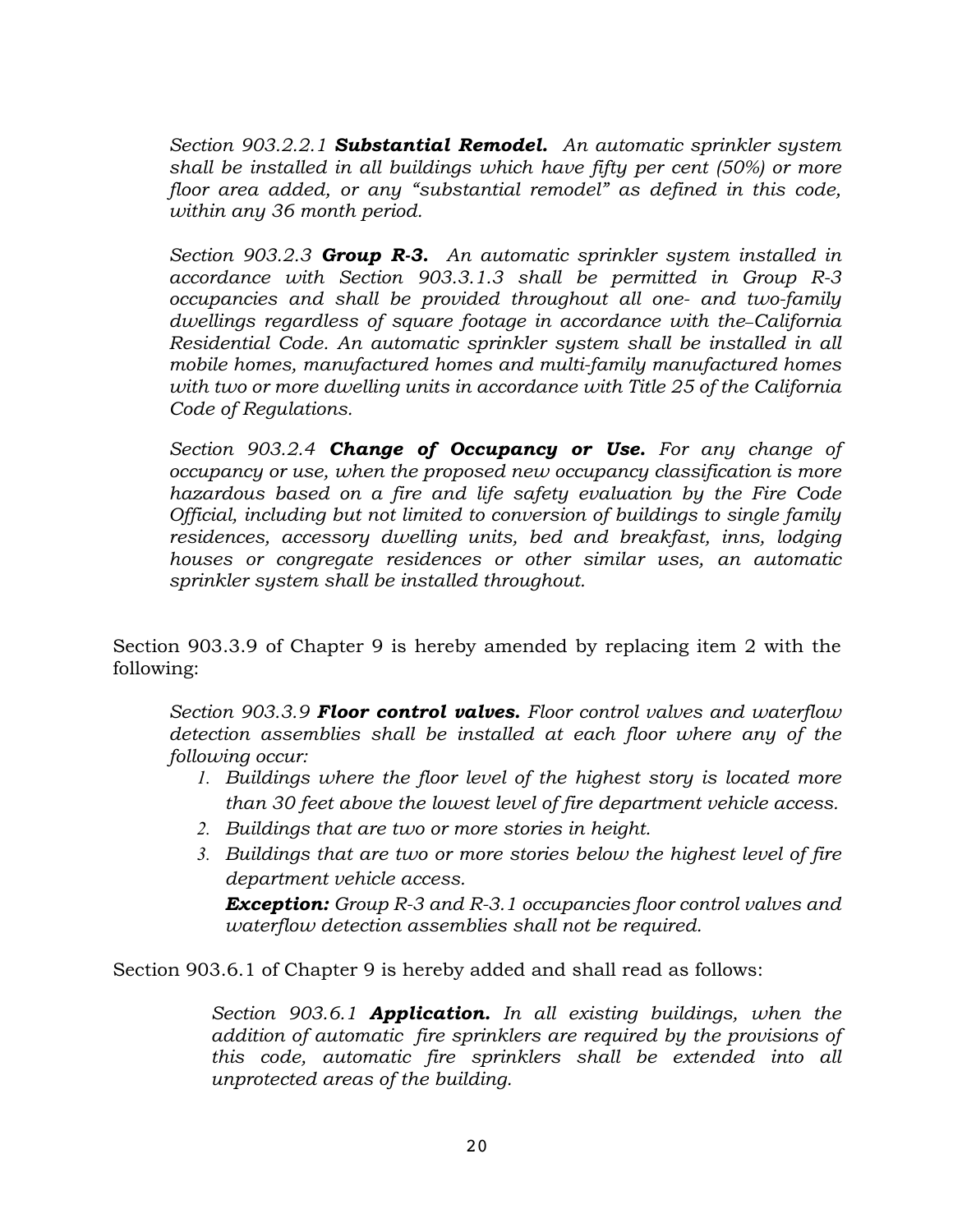*Section 903.2.2.1* ***Substantial Remodel.*** *An automatic sprinkler system shall be installed in all buildings which have fifty per cent (50%) or more floor area added, or any "substantial remodel" as defined in this code, within any 36 month period.*

*Section 903.2.3* ***Group R-3.*** *An automatic sprinkler system installed in accordance with Section 903.3.1.3 shall be permitted in Group R-3 occupancies and shall be provided throughout all one- and two-family dwellings regardless of square footage in accordance with the California Residential Code. An automatic sprinkler system shall be installed in all mobile homes, manufactured homes and multi-family manufactured homes with two or more dwelling units in accordance with Title 25 of the California Code of Regulations.*

*Section 903.2.4* ***Change of Occupancy or Use.*** *For any change of occupancy or use, when the proposed new occupancy classification is more hazardous based on a fire and life safety evaluation by the Fire Code Official, including but not limited to conversion of buildings to single family residences, accessory dwelling units, bed and breakfast, inns, lodging houses or congregate residences or other similar uses, an automatic sprinkler system shall be installed throughout.*

Section 903.3.9 of Chapter 9 is hereby amended by replacing item 2 with the following:

*Section 903.3.9* ***Floor control valves.*** *Floor control valves and waterflow detection assemblies shall be installed at each floor where any of the following occur:*

1. *Buildings where the floor level of the highest story is located more than 30 feet above the lowest level of fire department vehicle access.*
2. *Buildings that are two or more stories in height.*
3. *Buildings that are two or more stories below the highest level of fire department vehicle access.*

   ***Exception:*** *Group R-3 and R-3.1 occupancies floor control valves and waterflow detection assemblies shall not be required.*

Section 903.6.1 of Chapter 9 is hereby added and shall read as follows:

*Section 903.6.1* ***Application.*** *In all existing buildings, when the addition of automatic fire sprinklers are required by the provisions of this code, automatic fire sprinklers shall be extended into all unprotected areas of the building.*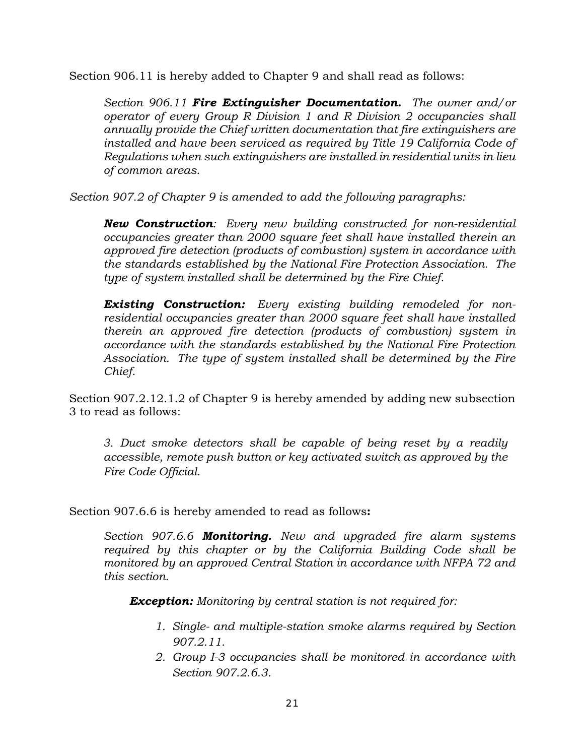Section 906.11 is hereby added to Chapter 9 and shall read as follows:

> *Section 906.11* ***Fire Extinguisher Documentation.*** *The owner and/or operator of every Group R Division 1 and R Division 2 occupancies shall annually provide the Chief written documentation that fire extinguishers are installed and have been serviced as required by Title 19 California Code of Regulations when such extinguishers are installed in residential units in lieu of common areas.*

*Section 907.2 of Chapter 9 is amended to add the following paragraphs:*

> ***New Construction****: Every new building constructed for non-residential occupancies greater than 2000 square feet shall have installed therein an approved fire detection (products of combustion) system in accordance with the standards established by the National Fire Protection Association. The type of system installed shall be determined by the Fire Chief.*
>
> ***Existing Construction:*** *Every existing building remodeled for non-residential occupancies greater than 2000 square feet shall have installed therein an approved fire detection (products of combustion) system in accordance with the standards established by the National Fire Protection Association. The type of system installed shall be determined by the Fire Chief.*

Section 907.2.12.1.2 of Chapter 9 is hereby amended by adding new subsection 3 to read as follows:

> *3. Duct smoke detectors shall be capable of being reset by a readily accessible, remote push button or key activated switch as approved by the Fire Code Official.*

Section 907.6.6 is hereby amended to read as follows**:**

> *Section 907.6.6* ***Monitoring.*** *New and upgraded fire alarm systems required by this chapter or by the California Building Code shall be monitored by an approved Central Station in accordance with NFPA 72 and this section.*
>
> ***Exception:*** *Monitoring by central station is not required for:*
>
> 1. *Single- and multiple-station smoke alarms required by Section 907.2.11.*
> 2. *Group I-3 occupancies shall be monitored in accordance with Section 907.2.6.3.*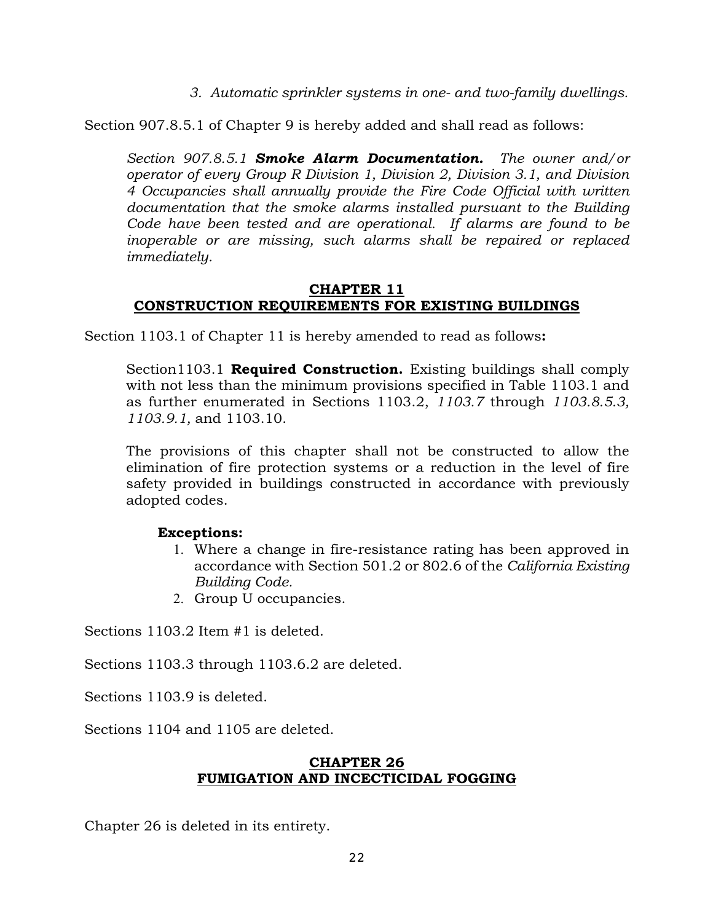*3. Automatic sprinkler systems in one- and two-family dwellings.*

Section 907.8.5.1 of Chapter 9 is hereby added and shall read as follows:

> *Section 907.8.5.1* ***Smoke Alarm Documentation.*** *The owner and/or operator of every Group R Division 1, Division 2, Division 3.1, and Division 4 Occupancies shall annually provide the Fire Code Official with written documentation that the smoke alarms installed pursuant to the Building Code have been tested and are operational. If alarms are found to be inoperable or are missing, such alarms shall be repaired or replaced immediately.*

## CHAPTER 11
## CONSTRUCTION REQUIREMENTS FOR EXISTING BUILDINGS

Section 1103.1 of Chapter 11 is hereby amended to read as follows**:**

> Section1103.1 **Required Construction.** Existing buildings shall comply with not less than the minimum provisions specified in Table 1103.1 and as further enumerated in Sections 1103.2, *1103.7* through *1103.8.5.3, 1103.9.1,* and 1103.10.
>
> The provisions of this chapter shall not be constructed to allow the elimination of fire protection systems or a reduction in the level of fire safety provided in buildings constructed in accordance with previously adopted codes.
>
> **Exceptions:**
> 1. Where a change in fire-resistance rating has been approved in accordance with Section 501.2 or 802.6 of the *California Existing Building Code.*
> 2. Group U occupancies.

Sections 1103.2 Item #1 is deleted.

Sections 1103.3 through 1103.6.2 are deleted.

Sections 1103.9 is deleted.

Sections 1104 and 1105 are deleted.

## CHAPTER 26
## FUMIGATION AND INCECTICIDAL FOGGING

Chapter 26 is deleted in its entirety.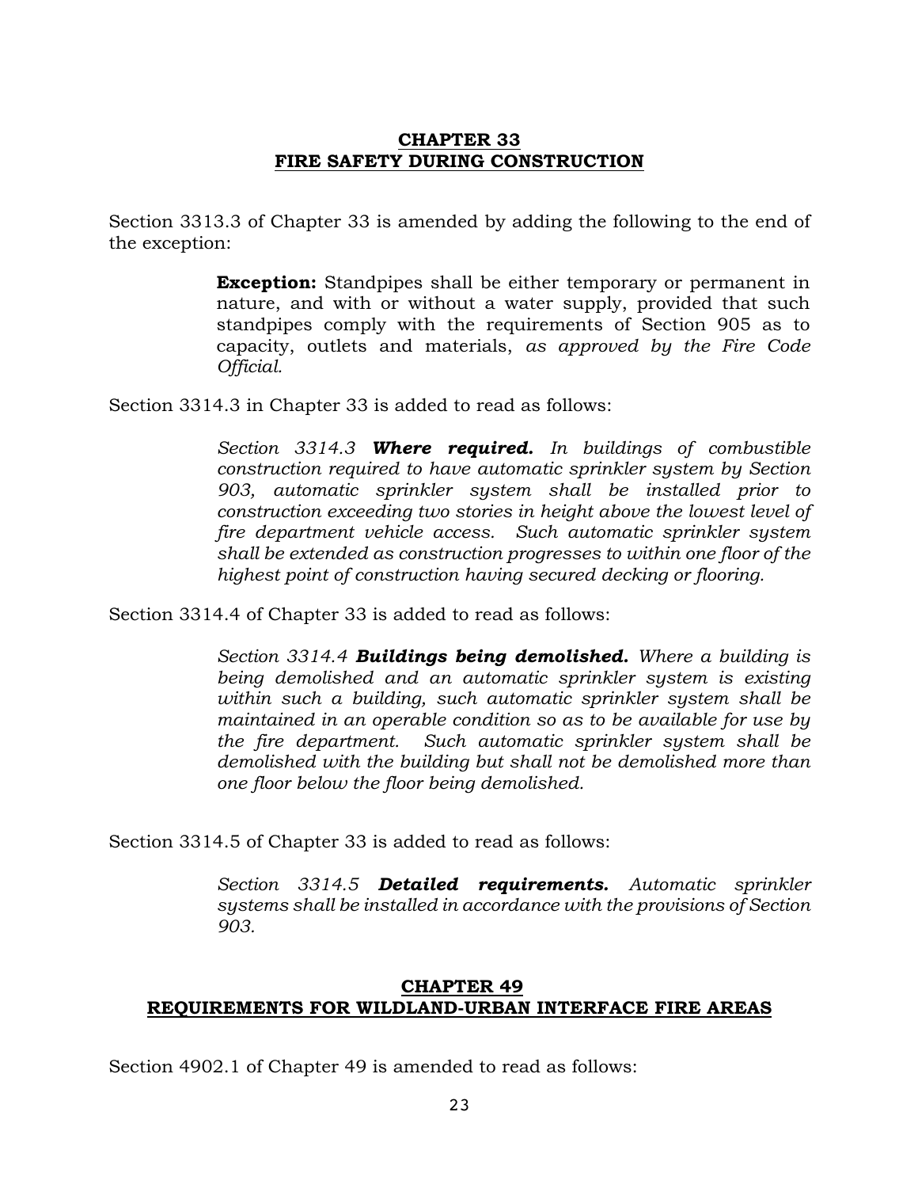## CHAPTER 33
## FIRE SAFETY DURING CONSTRUCTION

Section 3313.3 of Chapter 33 is amended by adding the following to the end of the exception:

> **Exception:** Standpipes shall be either temporary or permanent in nature, and with or without a water supply, provided that such standpipes comply with the requirements of Section 905 as to capacity, outlets and materials, *as approved by the Fire Code Official.*

Section 3314.3 in Chapter 33 is added to read as follows:

> *Section 3314.3 **Where required.** In buildings of combustible construction required to have automatic sprinkler system by Section 903, automatic sprinkler system shall be installed prior to construction exceeding two stories in height above the lowest level of fire department vehicle access. Such automatic sprinkler system shall be extended as construction progresses to within one floor of the highest point of construction having secured decking or flooring.*

Section 3314.4 of Chapter 33 is added to read as follows:

> *Section 3314.4 **Buildings being demolished.** Where a building is being demolished and an automatic sprinkler system is existing within such a building, such automatic sprinkler system shall be maintained in an operable condition so as to be available for use by the fire department. Such automatic sprinkler system shall be demolished with the building but shall not be demolished more than one floor below the floor being demolished.*

Section 3314.5 of Chapter 33 is added to read as follows:

> *Section 3314.5 **Detailed requirements.** Automatic sprinkler systems shall be installed in accordance with the provisions of Section 903.*

## CHAPTER 49
## REQUIREMENTS FOR WILDLAND-URBAN INTERFACE FIRE AREAS

Section 4902.1 of Chapter 49 is amended to read as follows: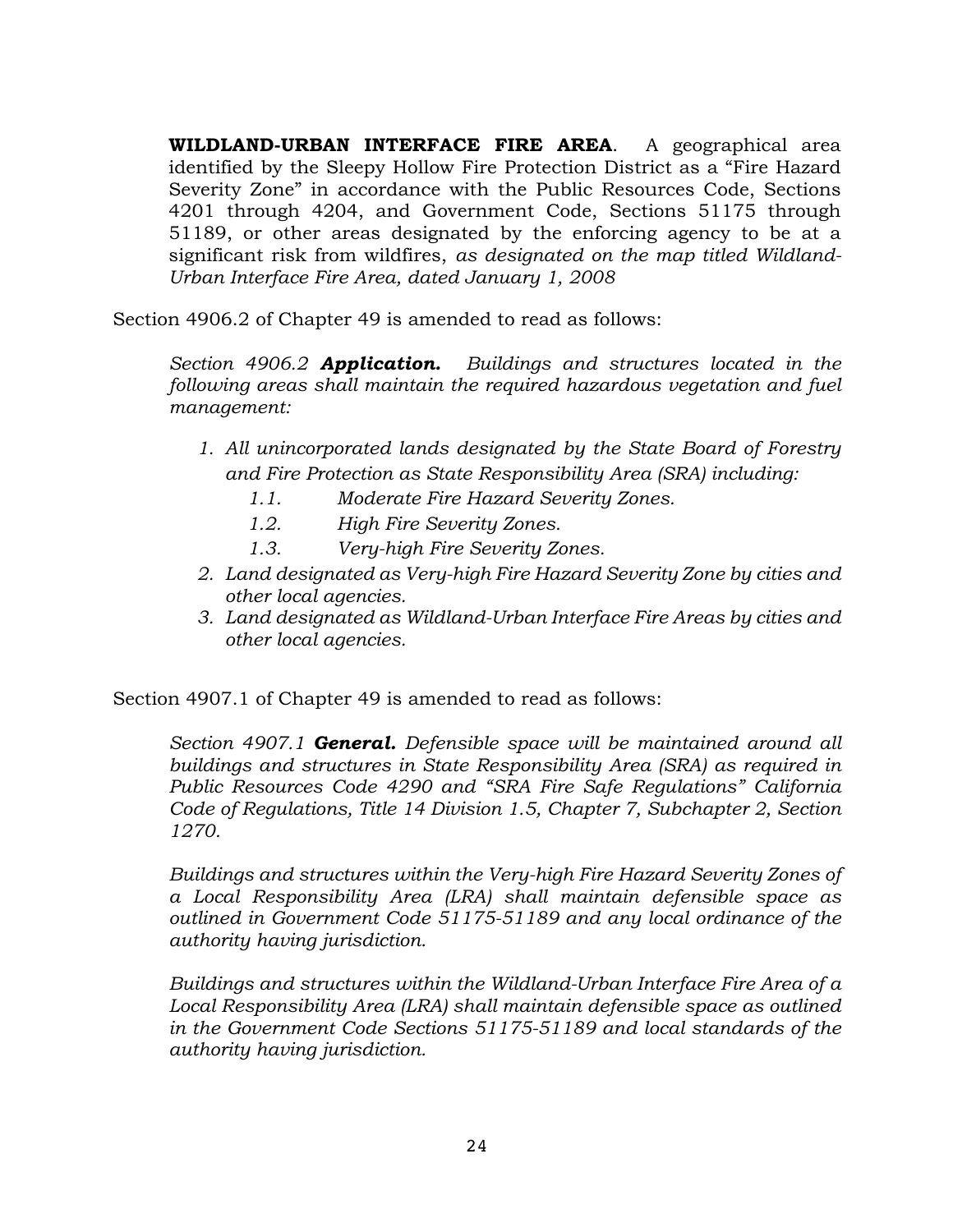**WILDLAND-URBAN INTERFACE FIRE AREA**. A geographical area identified by the Sleepy Hollow Fire Protection District as a "Fire Hazard Severity Zone" in accordance with the Public Resources Code, Sections 4201 through 4204, and Government Code, Sections 51175 through 51189, or other areas designated by the enforcing agency to be at a significant risk from wildfires, *as designated on the map titled Wildland-Urban Interface Fire Area, dated January 1, 2008*

Section 4906.2 of Chapter 49 is amended to read as follows:

*Section 4906.2* ***Application.*** *Buildings and structures located in the following areas shall maintain the required hazardous vegetation and fuel management:*

1. *All unincorporated lands designated by the State Board of Forestry and Fire Protection as State Responsibility Area (SRA) including:*
   - *1.1. Moderate Fire Hazard Severity Zones.*
   - *1.2. High Fire Severity Zones.*
   - *1.3. Very-high Fire Severity Zones.*
2. *Land designated as Very-high Fire Hazard Severity Zone by cities and other local agencies.*
3. *Land designated as Wildland-Urban Interface Fire Areas by cities and other local agencies.*

Section 4907.1 of Chapter 49 is amended to read as follows:

*Section 4907.1* ***General.*** *Defensible space will be maintained around all buildings and structures in State Responsibility Area (SRA) as required in Public Resources Code 4290 and "SRA Fire Safe Regulations" California Code of Regulations, Title 14 Division 1.5, Chapter 7, Subchapter 2, Section 1270.*

*Buildings and structures within the Very-high Fire Hazard Severity Zones of a Local Responsibility Area (LRA) shall maintain defensible space as outlined in Government Code 51175-51189 and any local ordinance of the authority having jurisdiction.*

*Buildings and structures within the Wildland-Urban Interface Fire Area of a Local Responsibility Area (LRA) shall maintain defensible space as outlined in the Government Code Sections 51175-51189 and local standards of the authority having jurisdiction.*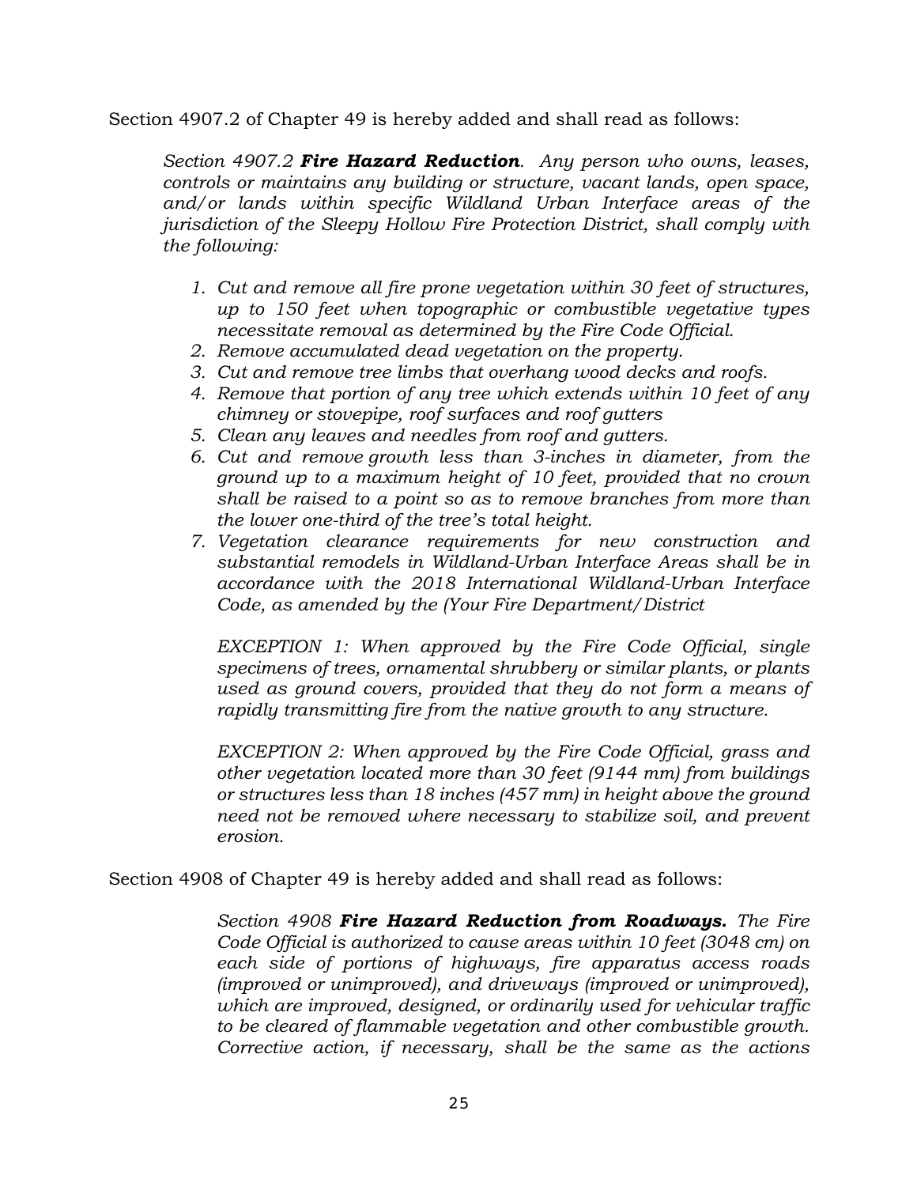Section 4907.2 of Chapter 49 is hereby added and shall read as follows:

> *Section 4907.2* ***Fire Hazard Reduction****. Any person who owns, leases, controls or maintains any building or structure, vacant lands, open space, and/or lands within specific Wildland Urban Interface areas of the jurisdiction of the Sleepy Hollow Fire Protection District, shall comply with the following:*
>
> 1. *Cut and remove all fire prone vegetation within 30 feet of structures, up to 150 feet when topographic or combustible vegetative types necessitate removal as determined by the Fire Code Official.*
> 2. *Remove accumulated dead vegetation on the property.*
> 3. *Cut and remove tree limbs that overhang wood decks and roofs.*
> 4. *Remove that portion of any tree which extends within 10 feet of any chimney or stovepipe, roof surfaces and roof gutters*
> 5. *Clean any leaves and needles from roof and gutters.*
> 6. *Cut and remove growth less than 3-inches in diameter, from the ground up to a maximum height of 10 feet, provided that no crown shall be raised to a point so as to remove branches from more than the lower one-third of the tree's total height.*
> 7. *Vegetation clearance requirements for new construction and substantial remodels in Wildland-Urban Interface Areas shall be in accordance with the 2018 International Wildland-Urban Interface Code, as amended by the (Your Fire Department/District*
>
> *EXCEPTION 1: When approved by the Fire Code Official, single specimens of trees, ornamental shrubbery or similar plants, or plants used as ground covers, provided that they do not form a means of rapidly transmitting fire from the native growth to any structure.*
>
> *EXCEPTION 2: When approved by the Fire Code Official, grass and other vegetation located more than 30 feet (9144 mm) from buildings or structures less than 18 inches (457 mm) in height above the ground need not be removed where necessary to stabilize soil, and prevent erosion.*

Section 4908 of Chapter 49 is hereby added and shall read as follows:

> *Section 4908* ***Fire Hazard Reduction from Roadways.*** *The Fire Code Official is authorized to cause areas within 10 feet (3048 cm) on each side of portions of highways, fire apparatus access roads (improved or unimproved), and driveways (improved or unimproved), which are improved, designed, or ordinarily used for vehicular traffic to be cleared of flammable vegetation and other combustible growth. Corrective action, if necessary, shall be the same as the actions*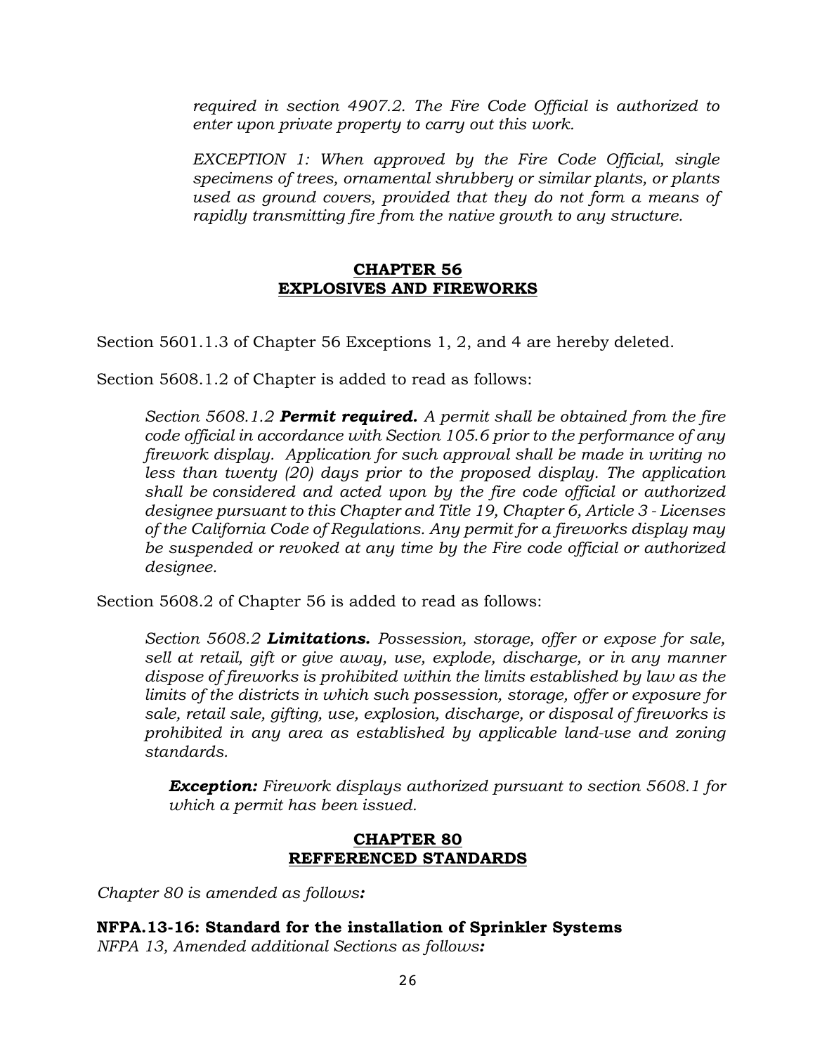*required in section 4907.2. The Fire Code Official is authorized to enter upon private property to carry out this work.*

*EXCEPTION 1: When approved by the Fire Code Official, single specimens of trees, ornamental shrubbery or similar plants, or plants used as ground covers, provided that they do not form a means of rapidly transmitting fire from the native growth to any structure.*

## CHAPTER 56
## EXPLOSIVES AND FIREWORKS

Section 5601.1.3 of Chapter 56 Exceptions 1, 2, and 4 are hereby deleted.

Section 5608.1.2 of Chapter is added to read as follows:

*Section 5608.1.2 **Permit required.** A permit shall be obtained from the fire code official in accordance with Section 105.6 prior to the performance of any firework display. Application for such approval shall be made in writing no less than twenty (20) days prior to the proposed display. The application shall be considered and acted upon by the fire code official or authorized designee pursuant to this Chapter and Title 19, Chapter 6, Article 3 - Licenses of the California Code of Regulations. Any permit for a fireworks display may be suspended or revoked at any time by the Fire code official or authorized designee.*

Section 5608.2 of Chapter 56 is added to read as follows:

*Section 5608.2 **Limitations.** Possession, storage, offer or expose for sale, sell at retail, gift or give away, use, explode, discharge, or in any manner dispose of fireworks is prohibited within the limits established by law as the limits of the districts in which such possession, storage, offer or exposure for sale, retail sale, gifting, use, explosion, discharge, or disposal of fireworks is prohibited in any area as established by applicable land-use and zoning standards.*

***Exception:*** *Firework displays authorized pursuant to section 5608.1 for which a permit has been issued.*

## CHAPTER 80
## REFFERENCED STANDARDS

*Chapter 80 is amended as follows**:***

**NFPA.13-16: Standard for the installation of Sprinkler Systems**
*NFPA 13, Amended additional Sections as follows**:***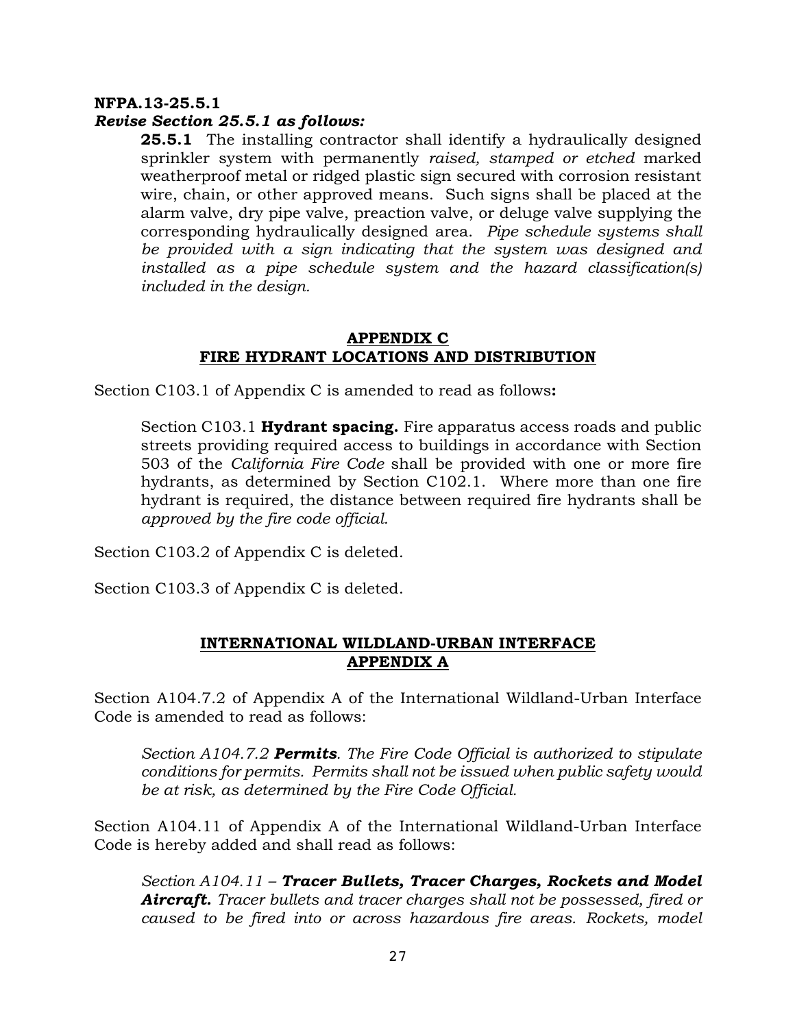**NFPA.13-25.5.1**
***Revise Section 25.5.1 as follows:***

> **25.5.1** The installing contractor shall identify a hydraulically designed sprinkler system with permanently *raised, stamped or etched* marked weatherproof metal or ridged plastic sign secured with corrosion resistant wire, chain, or other approved means. Such signs shall be placed at the alarm valve, dry pipe valve, preaction valve, or deluge valve supplying the corresponding hydraulically designed area. *Pipe schedule systems shall be provided with a sign indicating that the system was designed and installed as a pipe schedule system and the hazard classification(s) included in the design.*

## APPENDIX C
## FIRE HYDRANT LOCATIONS AND DISTRIBUTION

Section C103.1 of Appendix C is amended to read as follows**:**

> Section C103.1 **Hydrant spacing.** Fire apparatus access roads and public streets providing required access to buildings in accordance with Section 503 of the *California Fire Code* shall be provided with one or more fire hydrants, as determined by Section C102.1. Where more than one fire hydrant is required, the distance between required fire hydrants shall be *approved by the fire code official.*

Section C103.2 of Appendix C is deleted.

Section C103.3 of Appendix C is deleted.

## INTERNATIONAL WILDLAND-URBAN INTERFACE
## APPENDIX A

Section A104.7.2 of Appendix A of the International Wildland-Urban Interface Code is amended to read as follows:

> *Section A104.7.2* ***Permits****. The Fire Code Official is authorized to stipulate conditions for permits. Permits shall not be issued when public safety would be at risk, as determined by the Fire Code Official.*

Section A104.11 of Appendix A of the International Wildland-Urban Interface Code is hereby added and shall read as follows:

> *Section A104.11 –* ***Tracer Bullets, Tracer Charges, Rockets and Model Aircraft.*** *Tracer bullets and tracer charges shall not be possessed, fired or caused to be fired into or across hazardous fire areas. Rockets, model*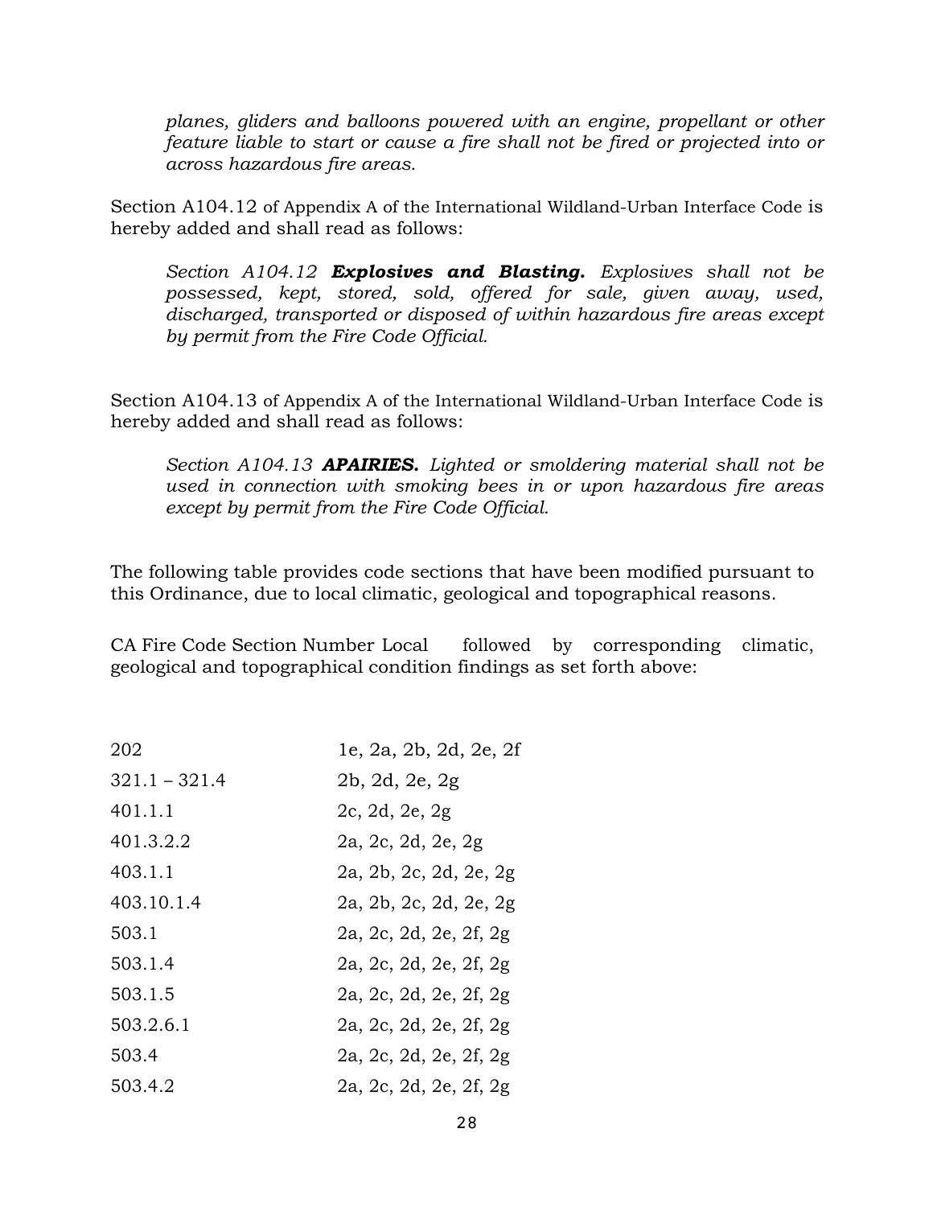*planes, gliders and balloons powered with an engine, propellant or other feature liable to start or cause a fire shall not be fired or projected into or across hazardous fire areas.*

Section A104.12 of Appendix A of the International Wildland-Urban Interface Code is hereby added and shall read as follows:

> *Section A104.12* ***Explosives and Blasting.*** *Explosives shall not be possessed, kept, stored, sold, offered for sale, given away, used, discharged, transported or disposed of within hazardous fire areas except by permit from the Fire Code Official.*

Section A104.13 of Appendix A of the International Wildland-Urban Interface Code is hereby added and shall read as follows:

> *Section A104.13* ***APAIRIES.*** *Lighted or smoldering material shall not be used in connection with smoking bees in or upon hazardous fire areas except by permit from the Fire Code Official.*

The following table provides code sections that have been modified pursuant to this Ordinance, due to local climatic, geological and topographical reasons.

CA Fire Code Section Number Local followed by corresponding climatic, geological and topographical condition findings as set forth above:

| | |
|---|---|
| 202 | 1e, 2a, 2b, 2d, 2e, 2f |
| 321.1 – 321.4 | 2b, 2d, 2e, 2g |
| 401.1.1 | 2c, 2d, 2e, 2g |
| 401.3.2.2 | 2a, 2c, 2d, 2e, 2g |
| 403.1.1 | 2a, 2b, 2c, 2d, 2e, 2g |
| 403.10.1.4 | 2a, 2b, 2c, 2d, 2e, 2g |
| 503.1 | 2a, 2c, 2d, 2e, 2f, 2g |
| 503.1.4 | 2a, 2c, 2d, 2e, 2f, 2g |
| 503.1.5 | 2a, 2c, 2d, 2e, 2f, 2g |
| 503.2.6.1 | 2a, 2c, 2d, 2e, 2f, 2g |
| 503.4 | 2a, 2c, 2d, 2e, 2f, 2g |
| 503.4.2 | 2a, 2c, 2d, 2e, 2f, 2g |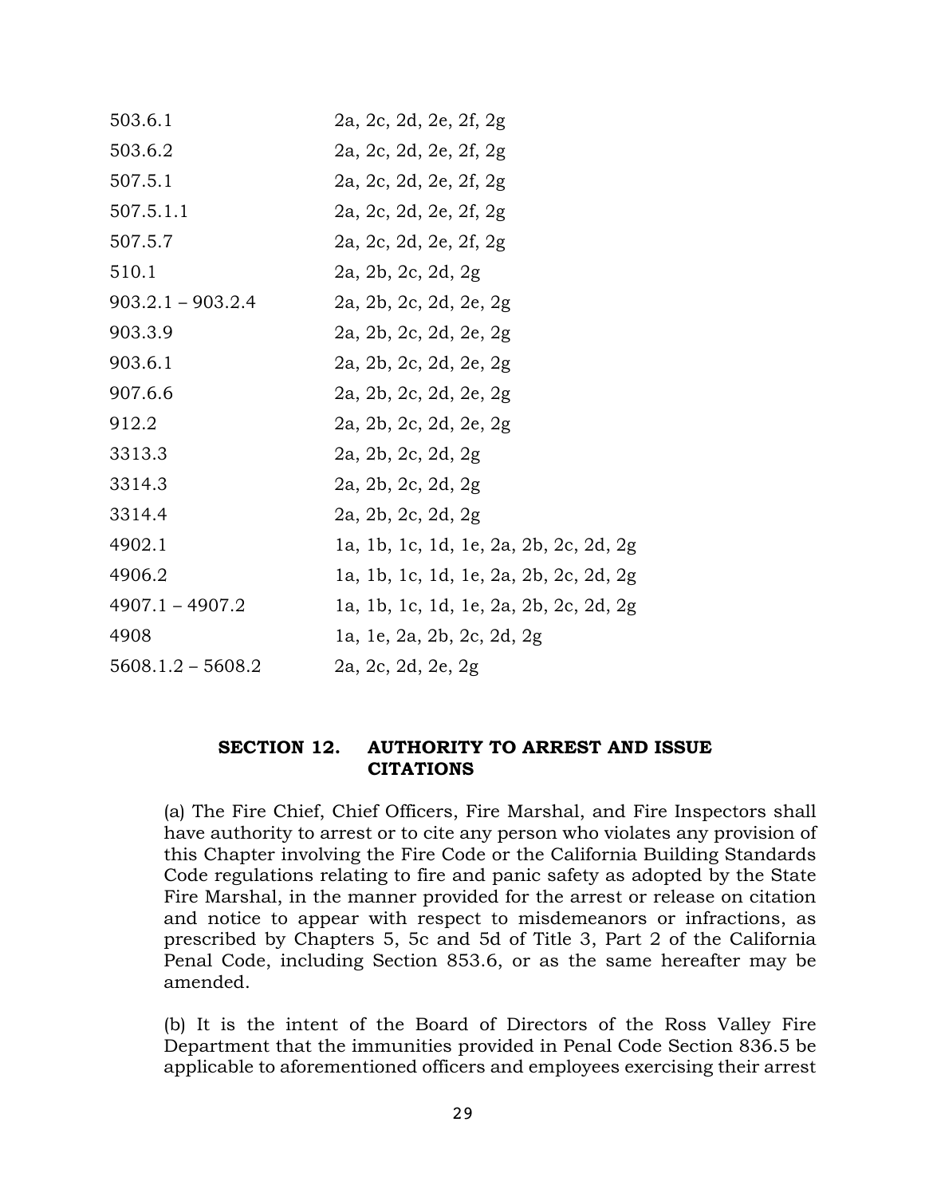| | |
|---|---|
| 503.6.1 | 2a, 2c, 2d, 2e, 2f, 2g |
| 503.6.2 | 2a, 2c, 2d, 2e, 2f, 2g |
| 507.5.1 | 2a, 2c, 2d, 2e, 2f, 2g |
| 507.5.1.1 | 2a, 2c, 2d, 2e, 2f, 2g |
| 507.5.7 | 2a, 2c, 2d, 2e, 2f, 2g |
| 510.1 | 2a, 2b, 2c, 2d, 2g |
| 903.2.1 – 903.2.4 | 2a, 2b, 2c, 2d, 2e, 2g |
| 903.3.9 | 2a, 2b, 2c, 2d, 2e, 2g |
| 903.6.1 | 2a, 2b, 2c, 2d, 2e, 2g |
| 907.6.6 | 2a, 2b, 2c, 2d, 2e, 2g |
| 912.2 | 2a, 2b, 2c, 2d, 2e, 2g |
| 3313.3 | 2a, 2b, 2c, 2d, 2g |
| 3314.3 | 2a, 2b, 2c, 2d, 2g |
| 3314.4 | 2a, 2b, 2c, 2d, 2g |
| 4902.1 | 1a, 1b, 1c, 1d, 1e, 2a, 2b, 2c, 2d, 2g |
| 4906.2 | 1a, 1b, 1c, 1d, 1e, 2a, 2b, 2c, 2d, 2g |
| 4907.1 – 4907.2 | 1a, 1b, 1c, 1d, 1e, 2a, 2b, 2c, 2d, 2g |
| 4908 | 1a, 1e, 2a, 2b, 2c, 2d, 2g |
| 5608.1.2 – 5608.2 | 2a, 2c, 2d, 2e, 2g |

## SECTION 12. AUTHORITY TO ARREST AND ISSUE CITATIONS

(a) The Fire Chief, Chief Officers, Fire Marshal, and Fire Inspectors shall have authority to arrest or to cite any person who violates any provision of this Chapter involving the Fire Code or the California Building Standards Code regulations relating to fire and panic safety as adopted by the State Fire Marshal, in the manner provided for the arrest or release on citation and notice to appear with respect to misdemeanors or infractions, as prescribed by Chapters 5, 5c and 5d of Title 3, Part 2 of the California Penal Code, including Section 853.6, or as the same hereafter may be amended.

(b) It is the intent of the Board of Directors of the Ross Valley Fire Department that the immunities provided in Penal Code Section 836.5 be applicable to aforementioned officers and employees exercising their arrest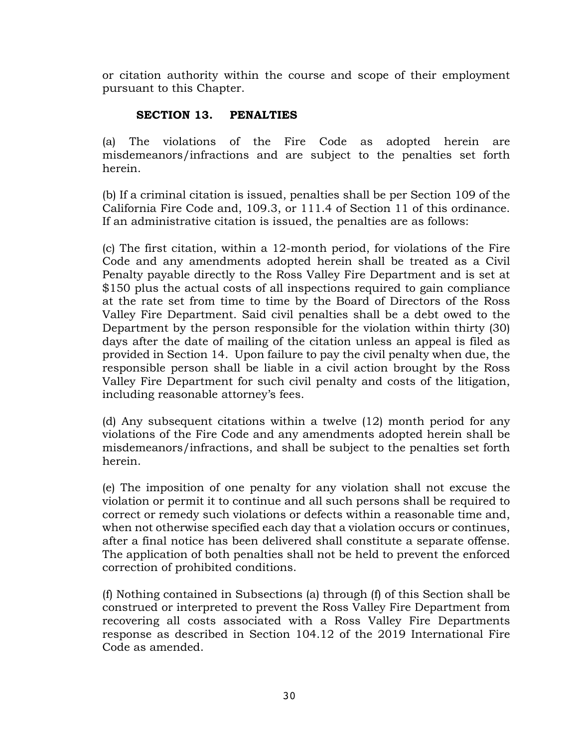or citation authority within the course and scope of their employment pursuant to this Chapter.

## SECTION 13. PENALTIES

(a) The violations of the Fire Code as adopted herein are misdemeanors/infractions and are subject to the penalties set forth herein.

(b) If a criminal citation is issued, penalties shall be per Section 109 of the California Fire Code and, 109.3, or 111.4 of Section 11 of this ordinance. If an administrative citation is issued, the penalties are as follows:

(c) The first citation, within a 12-month period, for violations of the Fire Code and any amendments adopted herein shall be treated as a Civil Penalty payable directly to the Ross Valley Fire Department and is set at $150 plus the actual costs of all inspections required to gain compliance at the rate set from time to time by the Board of Directors of the Ross Valley Fire Department. Said civil penalties shall be a debt owed to the Department by the person responsible for the violation within thirty (30) days after the date of mailing of the citation unless an appeal is filed as provided in Section 14. Upon failure to pay the civil penalty when due, the responsible person shall be liable in a civil action brought by the Ross Valley Fire Department for such civil penalty and costs of the litigation, including reasonable attorney's fees.

(d) Any subsequent citations within a twelve (12) month period for any violations of the Fire Code and any amendments adopted herein shall be misdemeanors/infractions, and shall be subject to the penalties set forth herein.

(e) The imposition of one penalty for any violation shall not excuse the violation or permit it to continue and all such persons shall be required to correct or remedy such violations or defects within a reasonable time and, when not otherwise specified each day that a violation occurs or continues, after a final notice has been delivered shall constitute a separate offense. The application of both penalties shall not be held to prevent the enforced correction of prohibited conditions.

(f) Nothing contained in Subsections (a) through (f) of this Section shall be construed or interpreted to prevent the Ross Valley Fire Department from recovering all costs associated with a Ross Valley Fire Departments response as described in Section 104.12 of the 2019 International Fire Code as amended.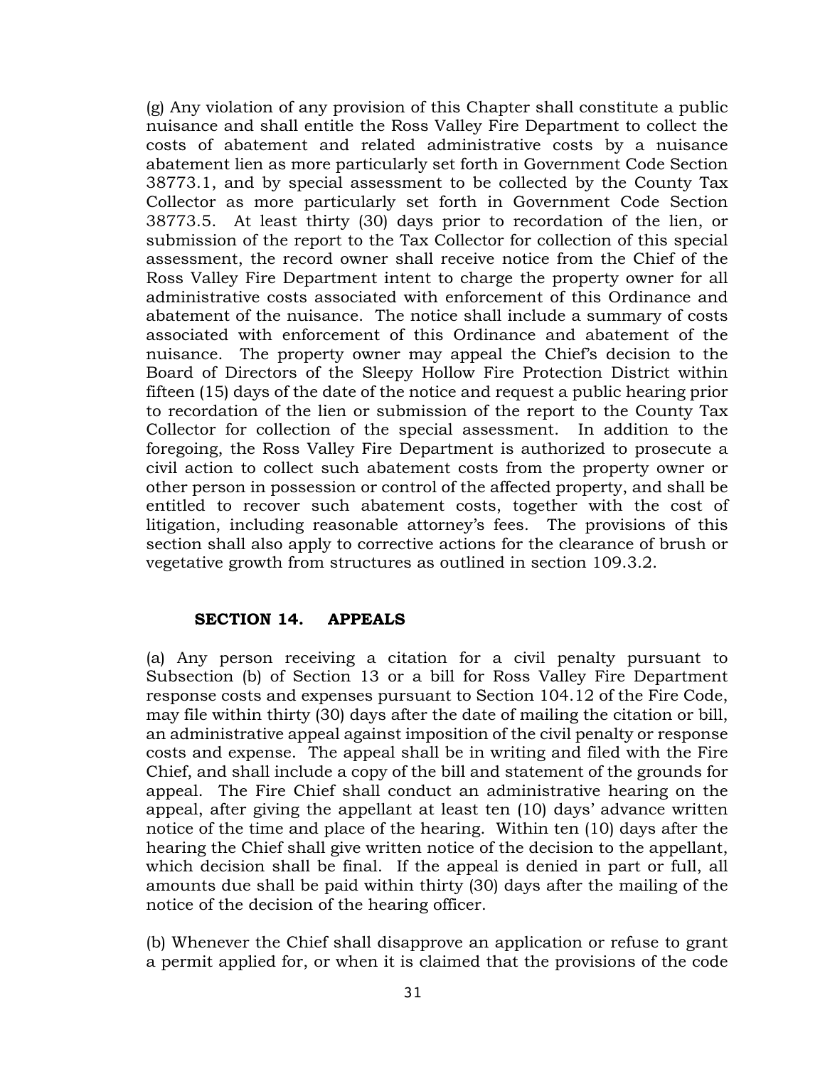(g) Any violation of any provision of this Chapter shall constitute a public nuisance and shall entitle the Ross Valley Fire Department to collect the costs of abatement and related administrative costs by a nuisance abatement lien as more particularly set forth in Government Code Section 38773.1, and by special assessment to be collected by the County Tax Collector as more particularly set forth in Government Code Section 38773.5. At least thirty (30) days prior to recordation of the lien, or submission of the report to the Tax Collector for collection of this special assessment, the record owner shall receive notice from the Chief of the Ross Valley Fire Department intent to charge the property owner for all administrative costs associated with enforcement of this Ordinance and abatement of the nuisance. The notice shall include a summary of costs associated with enforcement of this Ordinance and abatement of the nuisance. The property owner may appeal the Chief's decision to the Board of Directors of the Sleepy Hollow Fire Protection District within fifteen (15) days of the date of the notice and request a public hearing prior to recordation of the lien or submission of the report to the County Tax Collector for collection of the special assessment. In addition to the foregoing, the Ross Valley Fire Department is authorized to prosecute a civil action to collect such abatement costs from the property owner or other person in possession or control of the affected property, and shall be entitled to recover such abatement costs, together with the cost of litigation, including reasonable attorney's fees. The provisions of this section shall also apply to corrective actions for the clearance of brush or vegetative growth from structures as outlined in section 109.3.2.

## SECTION 14. APPEALS

(a) Any person receiving a citation for a civil penalty pursuant to Subsection (b) of Section 13 or a bill for Ross Valley Fire Department response costs and expenses pursuant to Section 104.12 of the Fire Code, may file within thirty (30) days after the date of mailing the citation or bill, an administrative appeal against imposition of the civil penalty or response costs and expense. The appeal shall be in writing and filed with the Fire Chief, and shall include a copy of the bill and statement of the grounds for appeal. The Fire Chief shall conduct an administrative hearing on the appeal, after giving the appellant at least ten (10) days' advance written notice of the time and place of the hearing. Within ten (10) days after the hearing the Chief shall give written notice of the decision to the appellant, which decision shall be final. If the appeal is denied in part or full, all amounts due shall be paid within thirty (30) days after the mailing of the notice of the decision of the hearing officer.

(b) Whenever the Chief shall disapprove an application or refuse to grant a permit applied for, or when it is claimed that the provisions of the code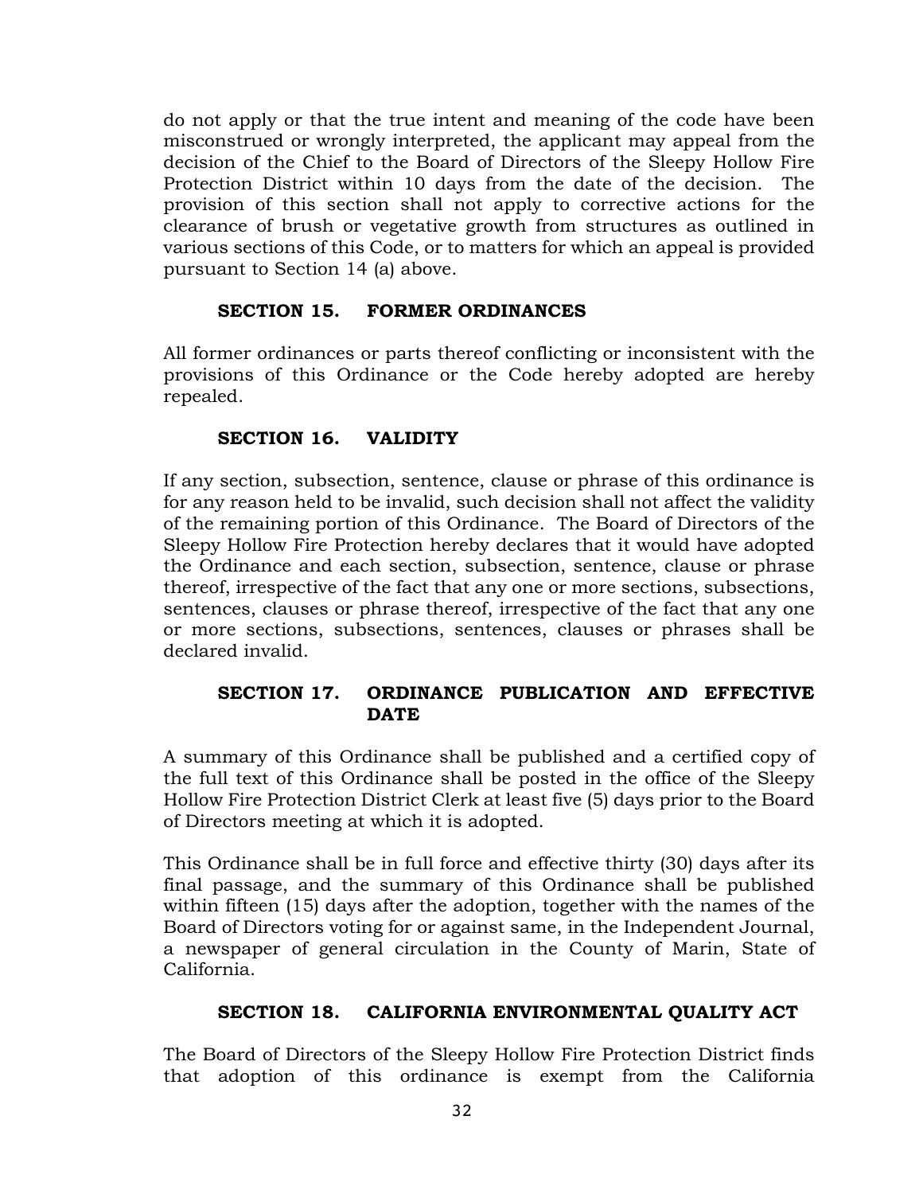do not apply or that the true intent and meaning of the code have been misconstrued or wrongly interpreted, the applicant may appeal from the decision of the Chief to the Board of Directors of the Sleepy Hollow Fire Protection District within 10 days from the date of the decision. The provision of this section shall not apply to corrective actions for the clearance of brush or vegetative growth from structures as outlined in various sections of this Code, or to matters for which an appeal is provided pursuant to Section 14 (a) above.

## SECTION 15. FORMER ORDINANCES

All former ordinances or parts thereof conflicting or inconsistent with the provisions of this Ordinance or the Code hereby adopted are hereby repealed.

## SECTION 16. VALIDITY

If any section, subsection, sentence, clause or phrase of this ordinance is for any reason held to be invalid, such decision shall not affect the validity of the remaining portion of this Ordinance. The Board of Directors of the Sleepy Hollow Fire Protection hereby declares that it would have adopted the Ordinance and each section, subsection, sentence, clause or phrase thereof, irrespective of the fact that any one or more sections, subsections, sentences, clauses or phrase thereof, irrespective of the fact that any one or more sections, subsections, sentences, clauses or phrases shall be declared invalid.

## SECTION 17. ORDINANCE PUBLICATION AND EFFECTIVE DATE

A summary of this Ordinance shall be published and a certified copy of the full text of this Ordinance shall be posted in the office of the Sleepy Hollow Fire Protection District Clerk at least five (5) days prior to the Board of Directors meeting at which it is adopted.

This Ordinance shall be in full force and effective thirty (30) days after its final passage, and the summary of this Ordinance shall be published within fifteen (15) days after the adoption, together with the names of the Board of Directors voting for or against same, in the Independent Journal, a newspaper of general circulation in the County of Marin, State of California.

## SECTION 18. CALIFORNIA ENVIRONMENTAL QUALITY ACT

The Board of Directors of the Sleepy Hollow Fire Protection District finds that adoption of this ordinance is exempt from the California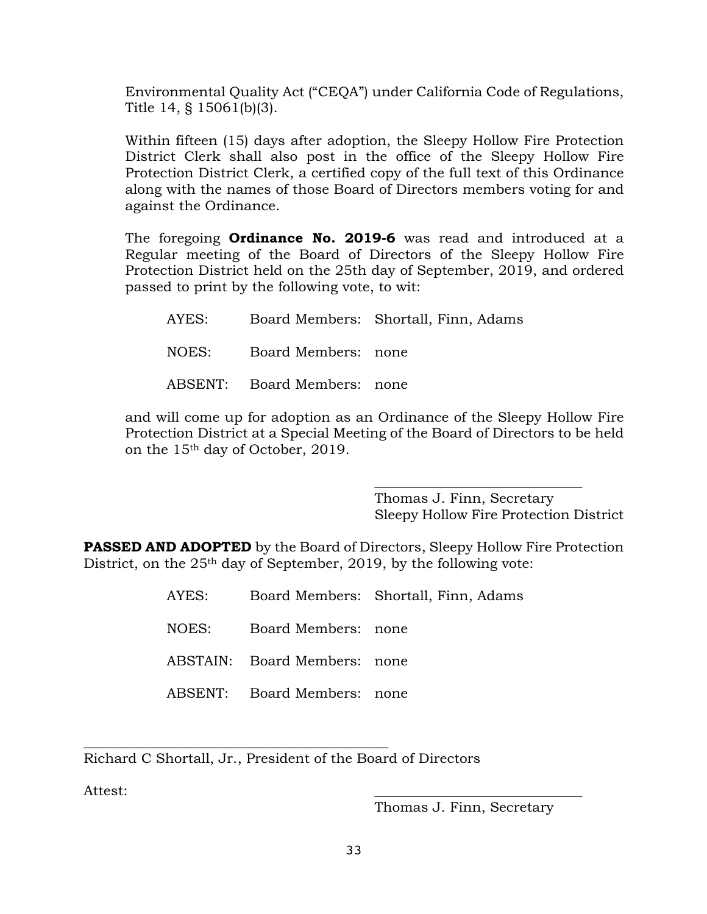Environmental Quality Act ("CEQA") under California Code of Regulations, Title 14, § 15061(b)(3).

Within fifteen (15) days after adoption, the Sleepy Hollow Fire Protection District Clerk shall also post in the office of the Sleepy Hollow Fire Protection District Clerk, a certified copy of the full text of this Ordinance along with the names of those Board of Directors members voting for and against the Ordinance.

The foregoing **Ordinance No. 2019-6** was read and introduced at a Regular meeting of the Board of Directors of the Sleepy Hollow Fire Protection District held on the 25th day of September, 2019, and ordered passed to print by the following vote, to wit:

| | | |
|---|---|---|
| AYES: | Board Members: | Shortall, Finn, Adams |
| NOES: | Board Members: | none |
| ABSENT: | Board Members: | none |

and will come up for adoption as an Ordinance of the Sleepy Hollow Fire Protection District at a Special Meeting of the Board of Directors to be held on the 15th day of October, 2019.

______________________________
Thomas J. Finn, Secretary
Sleepy Hollow Fire Protection District

**PASSED AND ADOPTED** by the Board of Directors, Sleepy Hollow Fire Protection District, on the 25th day of September, 2019, by the following vote:

| | | |
|---|---|---|
| AYES: | Board Members: | Shortall, Finn, Adams |
| NOES: | Board Members: | none |
| ABSTAIN: | Board Members: | none |
| ABSENT: | Board Members: | none |

______________________________________________
Richard C Shortall, Jr., President of the Board of Directors

Attest:

______________________________
Thomas J. Finn, Secretary